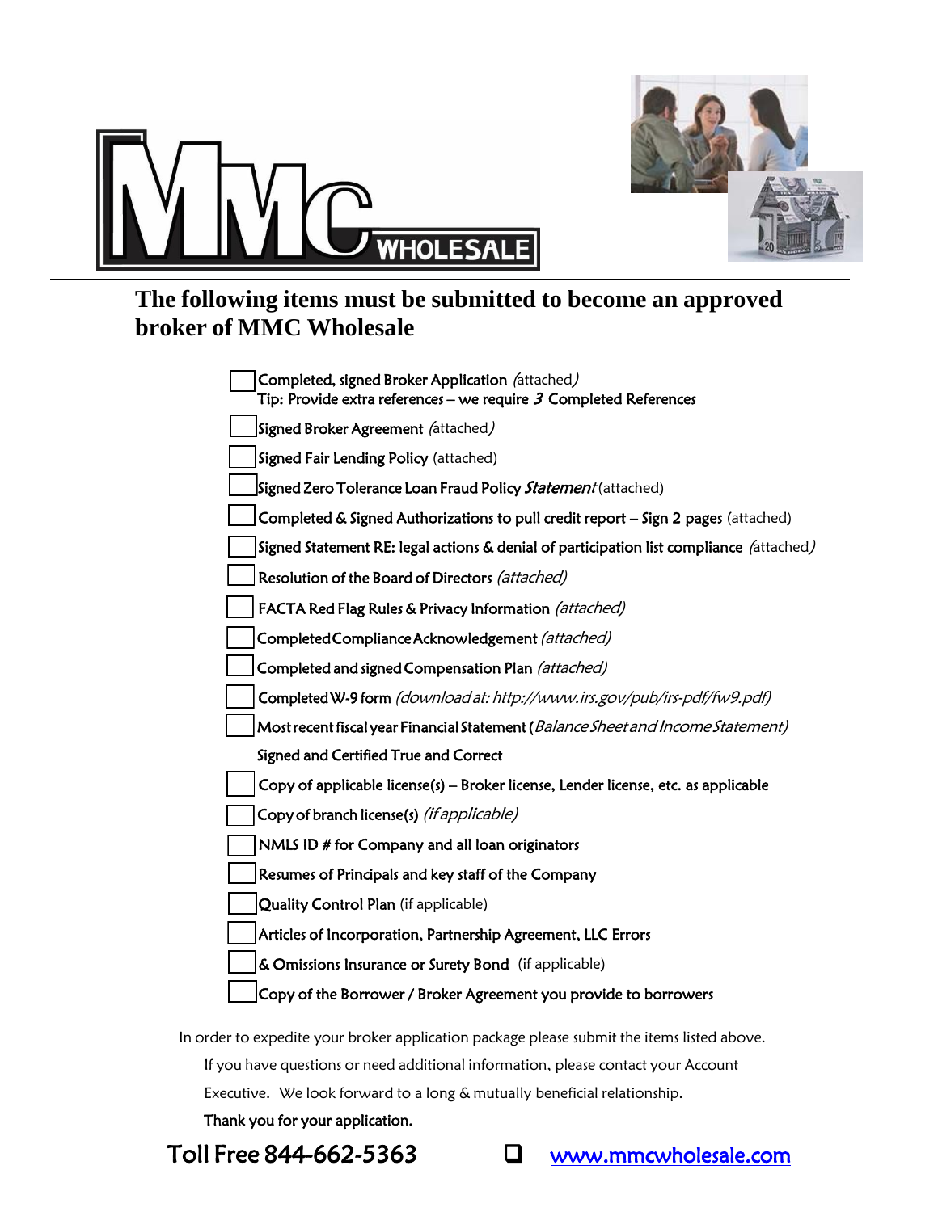MMC WHOLESALE

## The following items must be submitted to become an approved broker of MMC Wholesale

- [ ] Completed, signed Broker Application (attached)
  Tip: Provide extra references – we require 3 Completed References
- [ ] Signed Broker Agreement (attached)
- [ ] Signed Fair Lending Policy (attached)
- [ ] Signed Zero Tolerance Loan Fraud Policy *Statement* (attached)
- [ ] Completed & Signed Authorizations to pull credit report – Sign 2 pages (attached)
- [ ] Signed Statement RE: legal actions & denial of participation list compliance (attached)
- [ ] Resolution of the Board of Directors *(attached)*
- [ ] FACTA Red Flag Rules & Privacy Information *(attached)*
- [ ] Completed Compliance Acknowledgement *(attached)*
- [ ] Completed and signed Compensation Plan *(attached)*
- [ ] Completed W-9 form *(download at: http://www.irs.gov/pub/irs-pdf/fw9.pdf)*
- [ ] Most recent fiscal year Financial Statement (*Balance Sheet and Income Statement)*
  Signed and Certified True and Correct
- [ ] Copy of applicable license(s) – Broker license, Lender license, etc. as applicable
- [ ] Copy of branch license(s) *(if applicable)*
- [ ] NMLS ID # for Company and all loan originators
- [ ] Resumes of Principals and key staff of the Company
- [ ] Quality Control Plan (if applicable)
- [ ] Articles of Incorporation, Partnership Agreement, LLC Errors
- [ ] & Omissions Insurance or Surety Bond (if applicable)
- [ ] Copy of the Borrower / Broker Agreement you provide to borrowers

In order to expedite your broker application package please submit the items listed above.

If you have questions or need additional information, please contact your Account Executive. We look forward to a long & mutually beneficial relationship.

**Thank you for your application.**

Toll Free 844-662-5363 ❑ www.mmcwholesale.com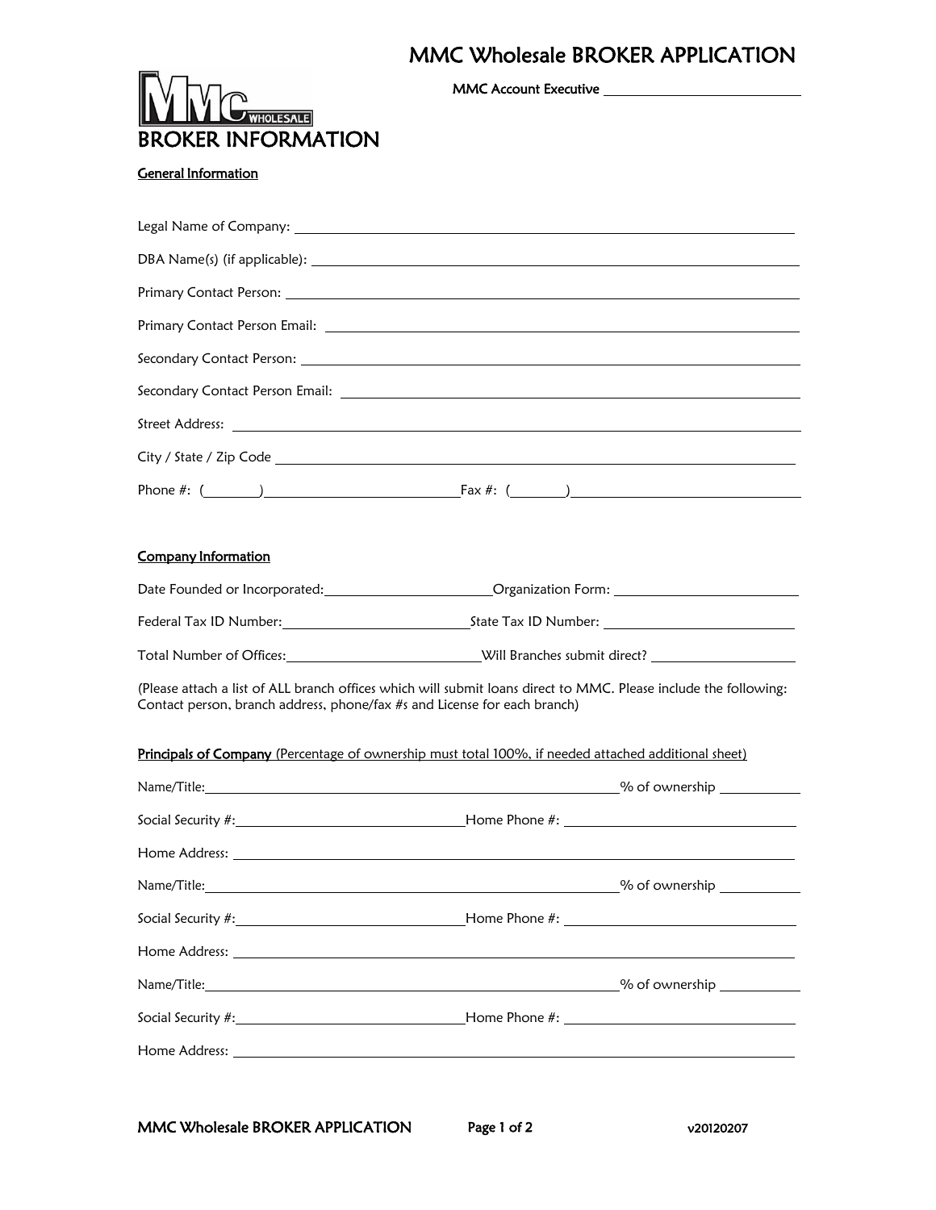# MMC Wholesale BROKER APPLICATION

MMC Account Executive ___________________________

## BROKER INFORMATION

### General Information

Legal Name of Company: ___________________________________________

DBA Name(s) (if applicable): ___________________________________________

Primary Contact Person: ___________________________________________

Primary Contact Person Email: ___________________________________________

Secondary Contact Person: ___________________________________________

Secondary Contact Person Email: ___________________________________________

Street Address: ___________________________________________

City / State / Zip Code ___________________________________________

Phone #: (_______)__________________________ Fax #: (_______)__________________________

### Company Information

Date Founded or Incorporated: ______________________ Organization Form: ______________________

Federal Tax ID Number: ______________________ State Tax ID Number: ______________________

Total Number of Offices: ______________________ Will Branches submit direct? ______________________

(Please attach a list of ALL branch offices which will submit loans direct to MMC. Please include the following: Contact person, branch address, phone/fax #s and License for each branch)

### Principals of Company (Percentage of ownership must total 100%, if needed attached additional sheet)

Name/Title: ___________________________________________ % of ownership __________

Social Security #: ______________________ Home Phone #: ______________________

Home Address: ___________________________________________

Name/Title: ___________________________________________ % of ownership __________

Social Security #: ______________________ Home Phone #: ______________________

Home Address: ___________________________________________

Name/Title: ___________________________________________ % of ownership __________

Social Security #: ______________________ Home Phone #: ______________________

Home Address: ___________________________________________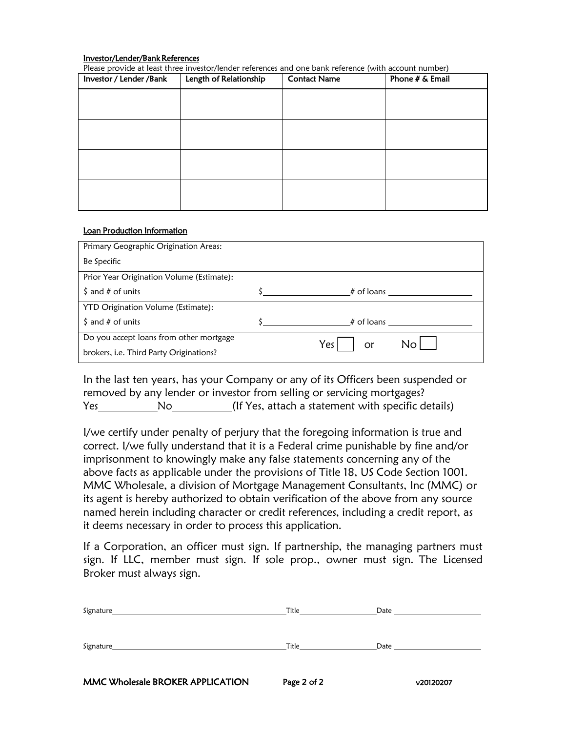**Investor/Lender/Bank References**

Please provide at least three investor/lender references and one bank reference (with account number)

| Investor / Lender /Bank | Length of Relationship | Contact Name | Phone # & Email |
|---|---|---|---|
| | | | |
| | | | |
| | | | |
| | | | |

**Loan Production Information**

| | |
|---|---|
| Primary Geographic Origination Areas: Be Specific | |
| Prior Year Origination Volume (Estimate): $ and # of units | $\_\_\_\_\_\_\_\_\_\_ # of loans \_\_\_\_\_\_\_\_\_\_ |
| YTD Origination Volume (Estimate): $ and # of units | $\_\_\_\_\_\_\_\_\_\_ # of loans \_\_\_\_\_\_\_\_\_\_ |
| Do you accept loans from other mortgage brokers, i.e. Third Party Originations? | Yes ☐ or No ☐ |

In the last ten years, has your Company or any of its Officers been suspended or removed by any lender or investor from selling or servicing mortgages?
Yes\_\_\_\_\_\_\_\_\_\_No\_\_\_\_\_\_\_\_\_\_(If Yes, attach a statement with specific details)

I/we certify under penalty of perjury that the foregoing information is true and correct. I/we fully understand that it is a Federal crime punishable by fine and/or imprisonment to knowingly make any false statements concerning any of the above facts as applicable under the provisions of Title 18, US Code Section 1001. MMC Wholesale, a division of Mortgage Management Consultants, Inc (MMC) or its agent is hereby authorized to obtain verification of the above from any source named herein including character or credit references, including a credit report, as it deems necessary in order to process this application.

If a Corporation, an officer must sign. If partnership, the managing partners must sign. If LLC, member must sign. If sole prop., owner must sign. The Licensed Broker must always sign.

Signature\_\_\_\_\_\_\_\_\_\_\_\_\_\_\_\_\_\_\_\_\_\_\_\_\_\_\_\_\_\_Title\_\_\_\_\_\_\_\_\_\_\_\_\_\_Date \_\_\_\_\_\_\_\_\_\_\_\_\_\_\_\_

Signature\_\_\_\_\_\_\_\_\_\_\_\_\_\_\_\_\_\_\_\_\_\_\_\_\_\_\_\_\_\_Title\_\_\_\_\_\_\_\_\_\_\_\_\_\_Date \_\_\_\_\_\_\_\_\_\_\_\_\_\_\_\_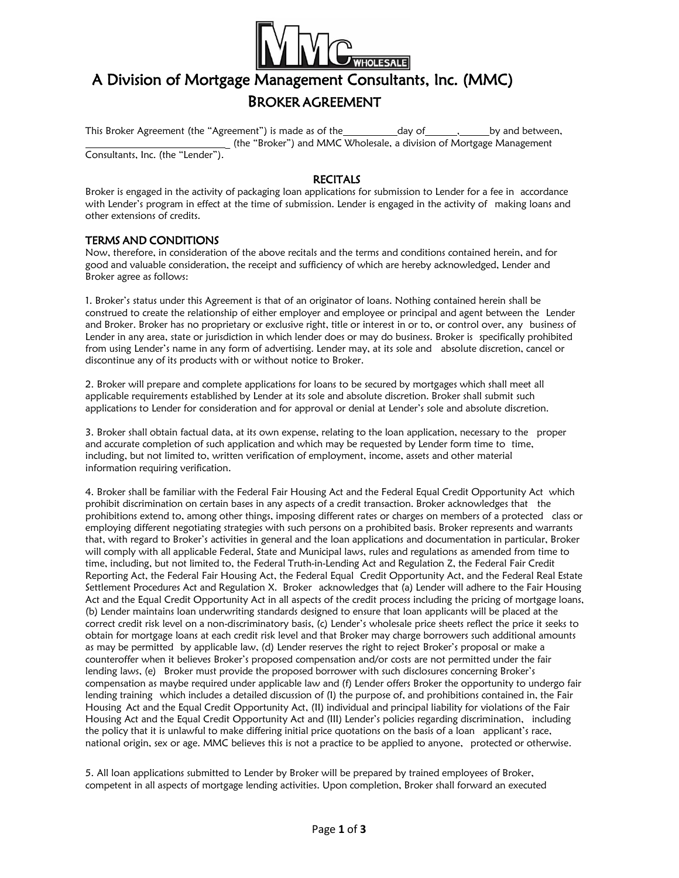# A Division of Mortgage Management Consultants, Inc. (MMC)

## BROKER AGREEMENT

This Broker Agreement (the "Agreement") is made as of the__________day of______,______by and between, ____________________________ (the "Broker") and MMC Wholesale, a division of Mortgage Management Consultants, Inc. (the "Lender").

### RECITALS

Broker is engaged in the activity of packaging loan applications for submission to Lender for a fee in accordance with Lender's program in effect at the time of submission. Lender is engaged in the activity of making loans and other extensions of credits.

### TERMS AND CONDITIONS

Now, therefore, in consideration of the above recitals and the terms and conditions contained herein, and for good and valuable consideration, the receipt and sufficiency of which are hereby acknowledged, Lender and Broker agree as follows:

1. Broker's status under this Agreement is that of an originator of loans. Nothing contained herein shall be construed to create the relationship of either employer and employee or principal and agent between the Lender and Broker. Broker has no proprietary or exclusive right, title or interest in or to, or control over, any business of Lender in any area, state or jurisdiction in which lender does or may do business. Broker is specifically prohibited from using Lender's name in any form of advertising. Lender may, at its sole and absolute discretion, cancel or discontinue any of its products with or without notice to Broker.

2. Broker will prepare and complete applications for loans to be secured by mortgages which shall meet all applicable requirements established by Lender at its sole and absolute discretion. Broker shall submit such applications to Lender for consideration and for approval or denial at Lender's sole and absolute discretion.

3. Broker shall obtain factual data, at its own expense, relating to the loan application, necessary to the proper and accurate completion of such application and which may be requested by Lender form time to time, including, but not limited to, written verification of employment, income, assets and other material information requiring verification.

4. Broker shall be familiar with the Federal Fair Housing Act and the Federal Equal Credit Opportunity Act which prohibit discrimination on certain bases in any aspects of a credit transaction. Broker acknowledges that the prohibitions extend to, among other things, imposing different rates or charges on members of a protected class or employing different negotiating strategies with such persons on a prohibited basis. Broker represents and warrants that, with regard to Broker's activities in general and the loan applications and documentation in particular, Broker will comply with all applicable Federal, State and Municipal laws, rules and regulations as amended from time to time, including, but not limited to, the Federal Truth-in-Lending Act and Regulation Z, the Federal Fair Credit Reporting Act, the Federal Fair Housing Act, the Federal Equal Credit Opportunity Act, and the Federal Real Estate Settlement Procedures Act and Regulation X. Broker acknowledges that (a) Lender will adhere to the Fair Housing Act and the Equal Credit Opportunity Act in all aspects of the credit process including the pricing of mortgage loans, (b) Lender maintains loan underwriting standards designed to ensure that loan applicants will be placed at the correct credit risk level on a non-discriminatory basis, (c) Lender's wholesale price sheets reflect the price it seeks to obtain for mortgage loans at each credit risk level and that Broker may charge borrowers such additional amounts as may be permitted by applicable law, (d) Lender reserves the right to reject Broker's proposal or make a counteroffer when it believes Broker's proposed compensation and/or costs are not permitted under the fair lending laws, (e) Broker must provide the proposed borrower with such disclosures concerning Broker's compensation as maybe required under applicable law and (f) Lender offers Broker the opportunity to undergo fair lending training which includes a detailed discussion of (I) the purpose of, and prohibitions contained in, the Fair Housing Act and the Equal Credit Opportunity Act, (II) individual and principal liability for violations of the Fair Housing Act and the Equal Credit Opportunity Act and (III) Lender's policies regarding discrimination, including the policy that it is unlawful to make differing initial price quotations on the basis of a loan applicant's race, national origin, sex or age. MMC believes this is not a practice to be applied to anyone, protected or otherwise.

5. All loan applications submitted to Lender by Broker will be prepared by trained employees of Broker, competent in all aspects of mortgage lending activities. Upon completion, Broker shall forward an executed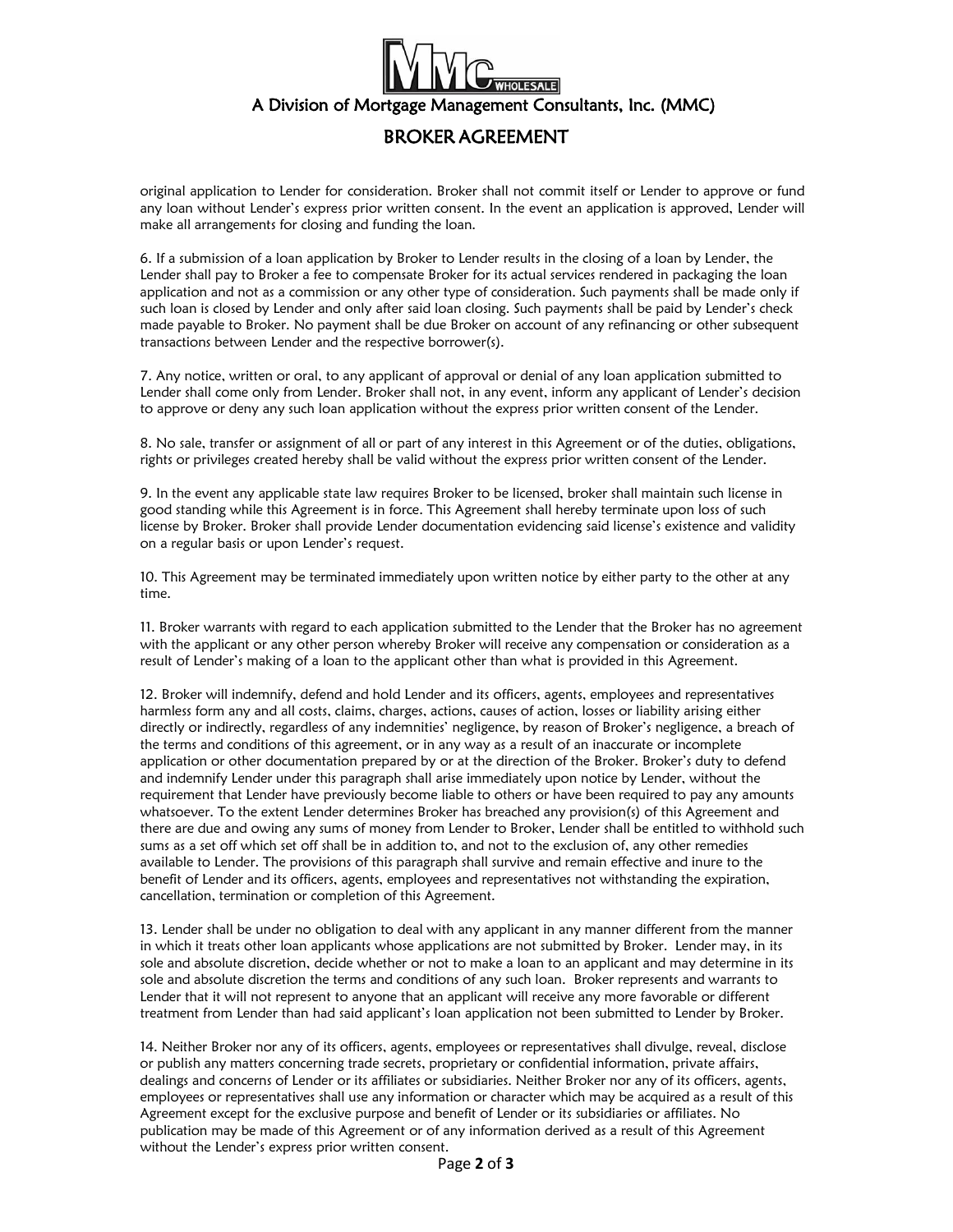# A Division of Mortgage Management Consultants, Inc. (MMC)

## BROKER AGREEMENT

original application to Lender for consideration. Broker shall not commit itself or Lender to approve or fund any loan without Lender's express prior written consent. In the event an application is approved, Lender will make all arrangements for closing and funding the loan.

6. If a submission of a loan application by Broker to Lender results in the closing of a loan by Lender, the Lender shall pay to Broker a fee to compensate Broker for its actual services rendered in packaging the loan application and not as a commission or any other type of consideration. Such payments shall be made only if such loan is closed by Lender and only after said loan closing. Such payments shall be paid by Lender's check made payable to Broker. No payment shall be due Broker on account of any refinancing or other subsequent transactions between Lender and the respective borrower(s).

7. Any notice, written or oral, to any applicant of approval or denial of any loan application submitted to Lender shall come only from Lender. Broker shall not, in any event, inform any applicant of Lender's decision to approve or deny any such loan application without the express prior written consent of the Lender.

8. No sale, transfer or assignment of all or part of any interest in this Agreement or of the duties, obligations, rights or privileges created hereby shall be valid without the express prior written consent of the Lender.

9. In the event any applicable state law requires Broker to be licensed, broker shall maintain such license in good standing while this Agreement is in force. This Agreement shall hereby terminate upon loss of such license by Broker. Broker shall provide Lender documentation evidencing said license's existence and validity on a regular basis or upon Lender's request.

10. This Agreement may be terminated immediately upon written notice by either party to the other at any time.

11. Broker warrants with regard to each application submitted to the Lender that the Broker has no agreement with the applicant or any other person whereby Broker will receive any compensation or consideration as a result of Lender's making of a loan to the applicant other than what is provided in this Agreement.

12. Broker will indemnify, defend and hold Lender and its officers, agents, employees and representatives harmless form any and all costs, claims, charges, actions, causes of action, losses or liability arising either directly or indirectly, regardless of any indemnities' negligence, by reason of Broker's negligence, a breach of the terms and conditions of this agreement, or in any way as a result of an inaccurate or incomplete application or other documentation prepared by or at the direction of the Broker. Broker's duty to defend and indemnify Lender under this paragraph shall arise immediately upon notice by Lender, without the requirement that Lender have previously become liable to others or have been required to pay any amounts whatsoever. To the extent Lender determines Broker has breached any provision(s) of this Agreement and there are due and owing any sums of money from Lender to Broker, Lender shall be entitled to withhold such sums as a set off which set off shall be in addition to, and not to the exclusion of, any other remedies available to Lender. The provisions of this paragraph shall survive and remain effective and inure to the benefit of Lender and its officers, agents, employees and representatives not withstanding the expiration, cancellation, termination or completion of this Agreement.

13. Lender shall be under no obligation to deal with any applicant in any manner different from the manner in which it treats other loan applicants whose applications are not submitted by Broker. Lender may, in its sole and absolute discretion, decide whether or not to make a loan to an applicant and may determine in its sole and absolute discretion the terms and conditions of any such loan. Broker represents and warrants to Lender that it will not represent to anyone that an applicant will receive any more favorable or different treatment from Lender than had said applicant's loan application not been submitted to Lender by Broker.

14. Neither Broker nor any of its officers, agents, employees or representatives shall divulge, reveal, disclose or publish any matters concerning trade secrets, proprietary or confidential information, private affairs, dealings and concerns of Lender or its affiliates or subsidiaries. Neither Broker nor any of its officers, agents, employees or representatives shall use any information or character which may be acquired as a result of this Agreement except for the exclusive purpose and benefit of Lender or its subsidiaries or affiliates. No publication may be made of this Agreement or of any information derived as a result of this Agreement without the Lender's express prior written consent.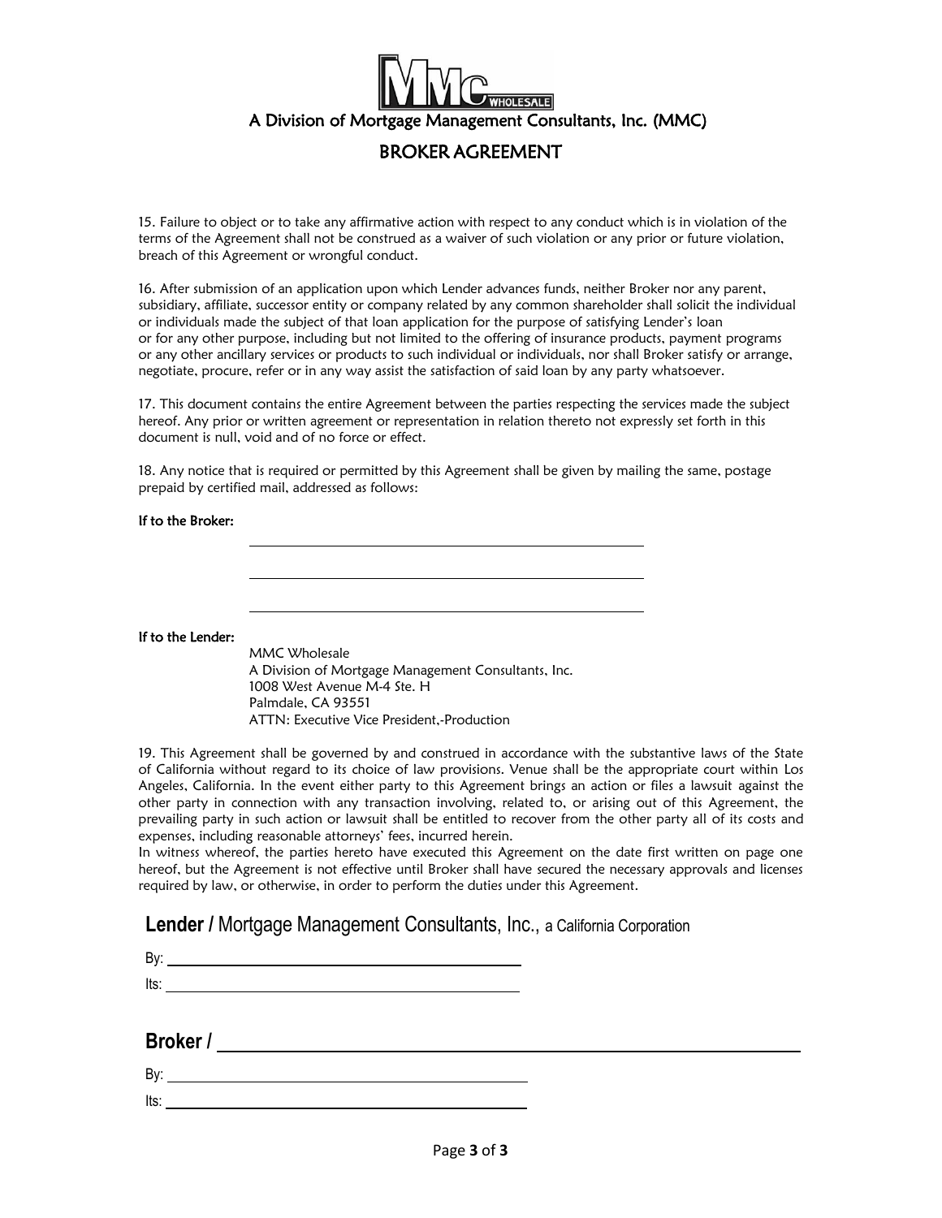A Division of Mortgage Management Consultants, Inc. (MMC)

# BROKER AGREEMENT

15. Failure to object or to take any affirmative action with respect to any conduct which is in violation of the terms of the Agreement shall not be construed as a waiver of such violation or any prior or future violation, breach of this Agreement or wrongful conduct.

16. After submission of an application upon which Lender advances funds, neither Broker nor any parent, subsidiary, affiliate, successor entity or company related by any common shareholder shall solicit the individual or individuals made the subject of that loan application for the purpose of satisfying Lender's loan or for any other purpose, including but not limited to the offering of insurance products, payment programs or any other ancillary services or products to such individual or individuals, nor shall Broker satisfy or arrange, negotiate, procure, refer or in any way assist the satisfaction of said loan by any party whatsoever.

17. This document contains the entire Agreement between the parties respecting the services made the subject hereof. Any prior or written agreement or representation in relation thereto not expressly set forth in this document is null, void and of no force or effect.

18. Any notice that is required or permitted by this Agreement shall be given by mailing the same, postage prepaid by certified mail, addressed as follows:

**If to the Broker:**

\_\_\_\_\_\_\_\_\_\_\_\_\_\_\_\_\_\_\_\_\_\_\_\_\_\_\_\_\_\_\_\_\_\_\_\_\_\_\_\_

\_\_\_\_\_\_\_\_\_\_\_\_\_\_\_\_\_\_\_\_\_\_\_\_\_\_\_\_\_\_\_\_\_\_\_\_\_\_\_\_

\_\_\_\_\_\_\_\_\_\_\_\_\_\_\_\_\_\_\_\_\_\_\_\_\_\_\_\_\_\_\_\_\_\_\_\_\_\_\_\_

**If to the Lender:**

MMC Wholesale
A Division of Mortgage Management Consultants, Inc.
1008 West Avenue M-4 Ste. H
Palmdale, CA 93551
ATTN: Executive Vice President,-Production

19. This Agreement shall be governed by and construed in accordance with the substantive laws of the State of California without regard to its choice of law provisions. Venue shall be the appropriate court within Los Angeles, California. In the event either party to this Agreement brings an action or files a lawsuit against the other party in connection with any transaction involving, related to, or arising out of this Agreement, the prevailing party in such action or lawsuit shall be entitled to recover from the other party all of its costs and expenses, including reasonable attorneys' fees, incurred herein.

In witness whereof, the parties hereto have executed this Agreement on the date first written on page one hereof, but the Agreement is not effective until Broker shall have secured the necessary approvals and licenses required by law, or otherwise, in order to perform the duties under this Agreement.

**Lender /** Mortgage Management Consultants, Inc., a California Corporation

By: \_\_\_\_\_\_\_\_\_\_\_\_\_\_\_\_\_\_\_\_\_\_\_\_\_\_\_\_\_\_\_\_\_\_\_\_\_\_\_\_

Its: \_\_\_\_\_\_\_\_\_\_\_\_\_\_\_\_\_\_\_\_\_\_\_\_\_\_\_\_\_\_\_\_\_\_\_\_\_\_\_\_

**Broker /** \_\_\_\_\_\_\_\_\_\_\_\_\_\_\_\_\_\_\_\_\_\_\_\_\_\_\_\_\_\_\_\_\_\_\_\_\_\_\_\_

By: \_\_\_\_\_\_\_\_\_\_\_\_\_\_\_\_\_\_\_\_\_\_\_\_\_\_\_\_\_\_\_\_\_\_\_\_\_\_\_\_

Its: \_\_\_\_\_\_\_\_\_\_\_\_\_\_\_\_\_\_\_\_\_\_\_\_\_\_\_\_\_\_\_\_\_\_\_\_\_\_\_\_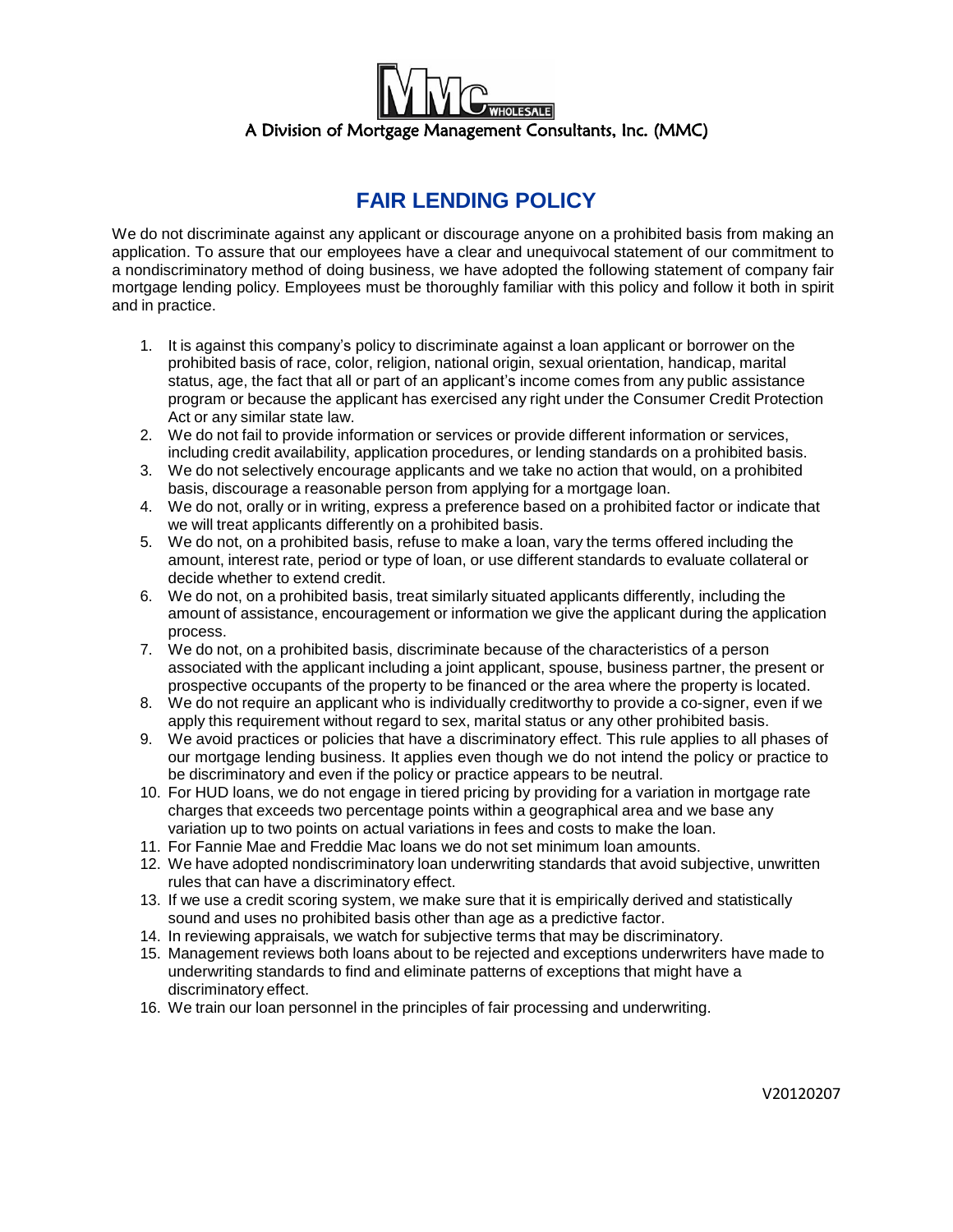A Division of Mortgage Management Consultants, Inc. (MMC)

# FAIR LENDING POLICY

We do not discriminate against any applicant or discourage anyone on a prohibited basis from making an application. To assure that our employees have a clear and unequivocal statement of our commitment to a nondiscriminatory method of doing business, we have adopted the following statement of company fair mortgage lending policy. Employees must be thoroughly familiar with this policy and follow it both in spirit and in practice.

1. It is against this company's policy to discriminate against a loan applicant or borrower on the prohibited basis of race, color, religion, national origin, sexual orientation, handicap, marital status, age, the fact that all or part of an applicant's income comes from any public assistance program or because the applicant has exercised any right under the Consumer Credit Protection Act or any similar state law.
2. We do not fail to provide information or services or provide different information or services, including credit availability, application procedures, or lending standards on a prohibited basis.
3. We do not selectively encourage applicants and we take no action that would, on a prohibited basis, discourage a reasonable person from applying for a mortgage loan.
4. We do not, orally or in writing, express a preference based on a prohibited factor or indicate that we will treat applicants differently on a prohibited basis.
5. We do not, on a prohibited basis, refuse to make a loan, vary the terms offered including the amount, interest rate, period or type of loan, or use different standards to evaluate collateral or decide whether to extend credit.
6. We do not, on a prohibited basis, treat similarly situated applicants differently, including the amount of assistance, encouragement or information we give the applicant during the application process.
7. We do not, on a prohibited basis, discriminate because of the characteristics of a person associated with the applicant including a joint applicant, spouse, business partner, the present or prospective occupants of the property to be financed or the area where the property is located.
8. We do not require an applicant who is individually creditworthy to provide a co-signer, even if we apply this requirement without regard to sex, marital status or any other prohibited basis.
9. We avoid practices or policies that have a discriminatory effect. This rule applies to all phases of our mortgage lending business. It applies even though we do not intend the policy or practice to be discriminatory and even if the policy or practice appears to be neutral.
10. For HUD loans, we do not engage in tiered pricing by providing for a variation in mortgage rate charges that exceeds two percentage points within a geographical area and we base any variation up to two points on actual variations in fees and costs to make the loan.
11. For Fannie Mae and Freddie Mac loans we do not set minimum loan amounts.
12. We have adopted nondiscriminatory loan underwriting standards that avoid subjective, unwritten rules that can have a discriminatory effect.
13. If we use a credit scoring system, we make sure that it is empirically derived and statistically sound and uses no prohibited basis other than age as a predictive factor.
14. In reviewing appraisals, we watch for subjective terms that may be discriminatory.
15. Management reviews both loans about to be rejected and exceptions underwriters have made to underwriting standards to find and eliminate patterns of exceptions that might have a discriminatory effect.
16. We train our loan personnel in the principles of fair processing and underwriting.

V20120207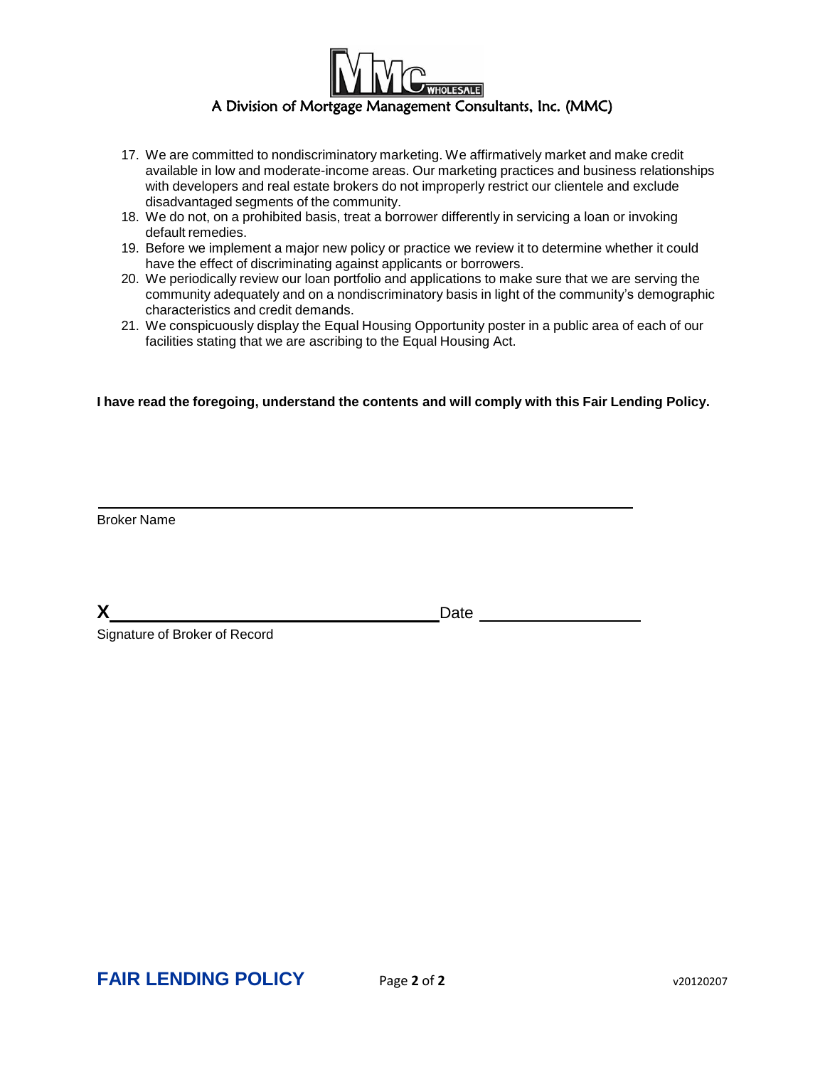A Division of Mortgage Management Consultants, Inc. (MMC)

17. We are committed to nondiscriminatory marketing. We affirmatively market and make credit available in low and moderate-income areas. Our marketing practices and business relationships with developers and real estate brokers do not improperly restrict our clientele and exclude disadvantaged segments of the community.
18. We do not, on a prohibited basis, treat a borrower differently in servicing a loan or invoking default remedies.
19. Before we implement a major new policy or practice we review it to determine whether it could have the effect of discriminating against applicants or borrowers.
20. We periodically review our loan portfolio and applications to make sure that we are serving the community adequately and on a nondiscriminatory basis in light of the community's demographic characteristics and credit demands.
21. We conspicuously display the Equal Housing Opportunity poster in a public area of each of our facilities stating that we are ascribing to the Equal Housing Act.

**I have read the foregoing, understand the contents and will comply with this Fair Lending Policy.**

\_\_\_\_\_\_\_\_\_\_\_\_\_\_\_\_\_\_\_\_\_\_\_\_\_\_\_\_\_\_\_\_\_\_\_\_\_\_\_\_\_\_\_\_\_\_\_\_

Broker Name

**X**\_\_\_\_\_\_\_\_\_\_\_\_\_\_\_\_\_\_\_\_\_\_\_\_\_\_\_\_\_\_\_\_ Date \_\_\_\_\_\_\_\_\_\_\_\_\_\_\_\_

Signature of Broker of Record

**FAIR LENDING POLICY**

v20120207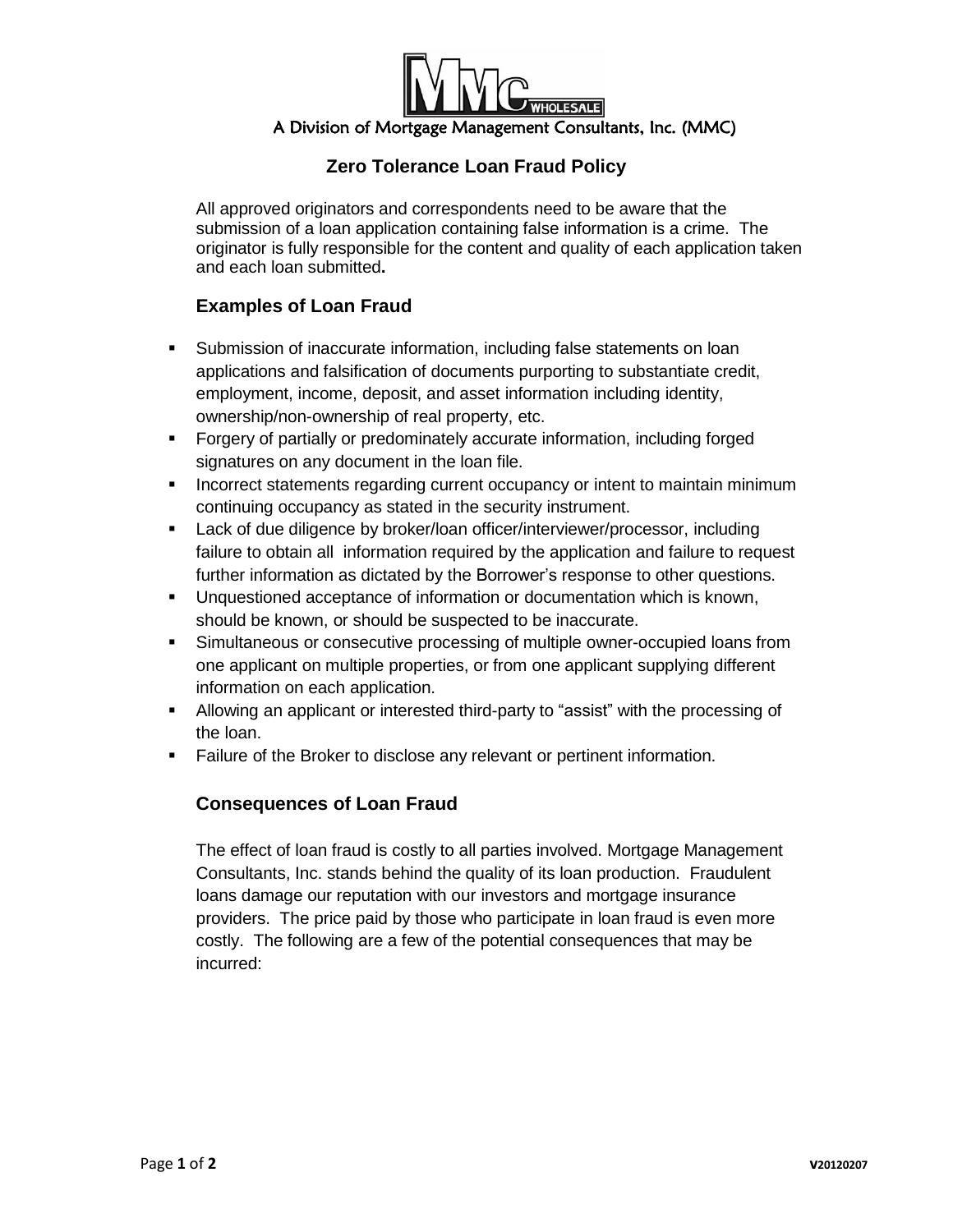A Division of Mortgage Management Consultants, Inc. (MMC)

## Zero Tolerance Loan Fraud Policy

All approved originators and correspondents need to be aware that the submission of a loan application containing false information is a crime. The originator is fully responsible for the content and quality of each application taken and each loan submitted**.**

### Examples of Loan Fraud

- Submission of inaccurate information, including false statements on loan applications and falsification of documents purporting to substantiate credit, employment, income, deposit, and asset information including identity, ownership/non-ownership of real property, etc.
- Forgery of partially or predominately accurate information, including forged signatures on any document in the loan file.
- Incorrect statements regarding current occupancy or intent to maintain minimum continuing occupancy as stated in the security instrument.
- Lack of due diligence by broker/loan officer/interviewer/processor, including failure to obtain all information required by the application and failure to request further information as dictated by the Borrower's response to other questions.
- Unquestioned acceptance of information or documentation which is known, should be known, or should be suspected to be inaccurate.
- Simultaneous or consecutive processing of multiple owner-occupied loans from one applicant on multiple properties, or from one applicant supplying different information on each application.
- Allowing an applicant or interested third-party to "assist" with the processing of the loan.
- Failure of the Broker to disclose any relevant or pertinent information.

### Consequences of Loan Fraud

The effect of loan fraud is costly to all parties involved. Mortgage Management Consultants, Inc. stands behind the quality of its loan production. Fraudulent loans damage our reputation with our investors and mortgage insurance providers. The price paid by those who participate in loan fraud is even more costly. The following are a few of the potential consequences that may be incurred: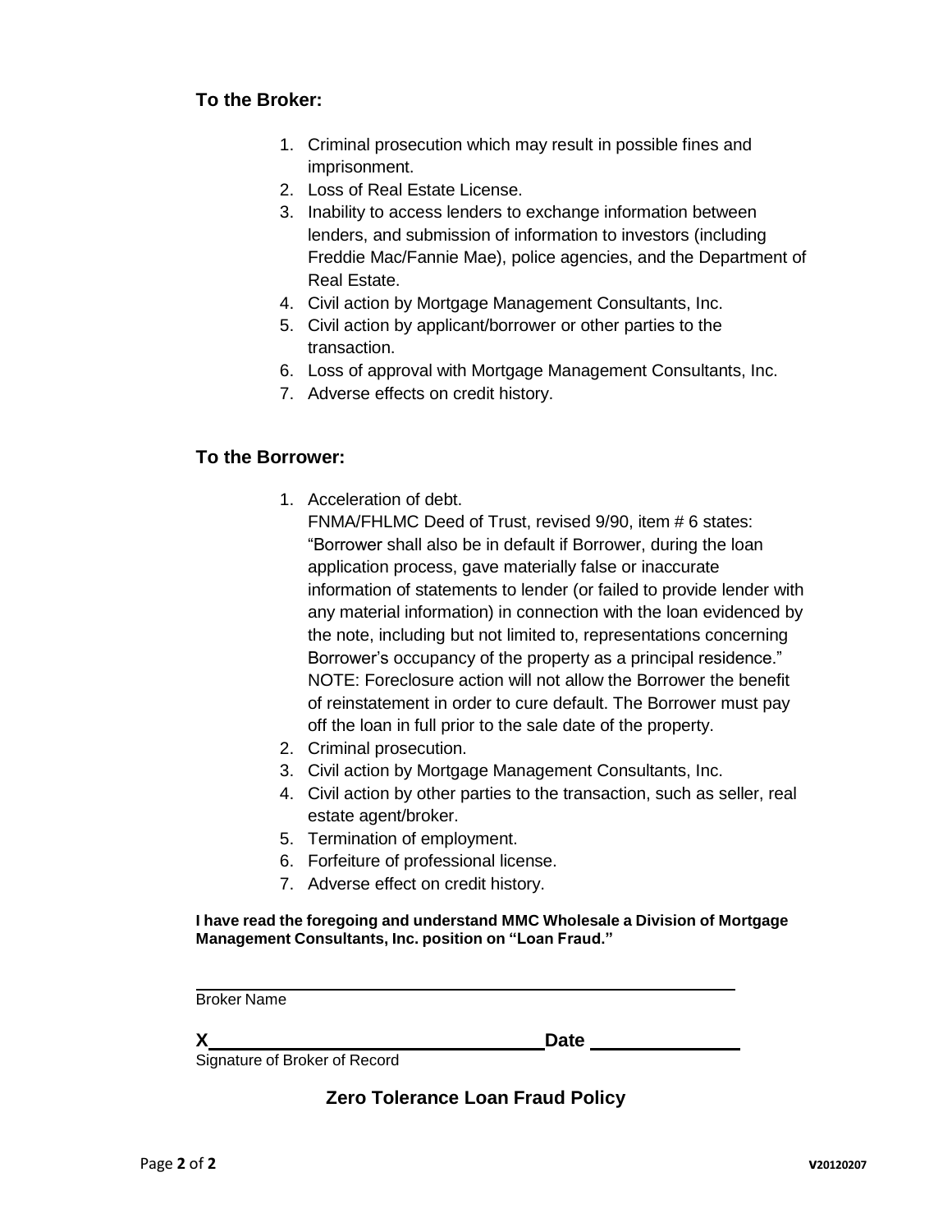### To the Broker:

1. Criminal prosecution which may result in possible fines and imprisonment.
2. Loss of Real Estate License.
3. Inability to access lenders to exchange information between lenders, and submission of information to investors (including Freddie Mac/Fannie Mae), police agencies, and the Department of Real Estate.
4. Civil action by Mortgage Management Consultants, Inc.
5. Civil action by applicant/borrower or other parties to the transaction.
6. Loss of approval with Mortgage Management Consultants, Inc.
7. Adverse effects on credit history.

### To the Borrower:

1. Acceleration of debt.
   FNMA/FHLMC Deed of Trust, revised 9/90, item # 6 states: "Borrower shall also be in default if Borrower, during the loan application process, gave materially false or inaccurate information of statements to lender (or failed to provide lender with any material information) in connection with the loan evidenced by the note, including but not limited to, representations concerning Borrower's occupancy of the property as a principal residence."
   NOTE: Foreclosure action will not allow the Borrower the benefit of reinstatement in order to cure default. The Borrower must pay off the loan in full prior to the sale date of the property.
2. Criminal prosecution.
3. Civil action by Mortgage Management Consultants, Inc.
4. Civil action by other parties to the transaction, such as seller, real estate agent/broker.
5. Termination of employment.
6. Forfeiture of professional license.
7. Adverse effect on credit history.

**I have read the foregoing and understand MMC Wholesale a Division of Mortgage Management Consultants, Inc. position on "Loan Fraud."**

\_\_\_\_\_\_\_\_\_\_\_\_\_\_\_\_\_\_\_\_\_\_\_\_\_\_\_\_\_\_\_\_\_\_\_\_\_\_\_\_\_\_\_\_
Broker Name

**X**\_\_\_\_\_\_\_\_\_\_\_\_\_\_\_\_\_\_\_\_\_\_\_\_\_\_\_\_\_\_ **Date** \_\_\_\_\_\_\_\_\_\_\_\_\_
Signature of Broker of Record

**Zero Tolerance Loan Fraud Policy**

V20120207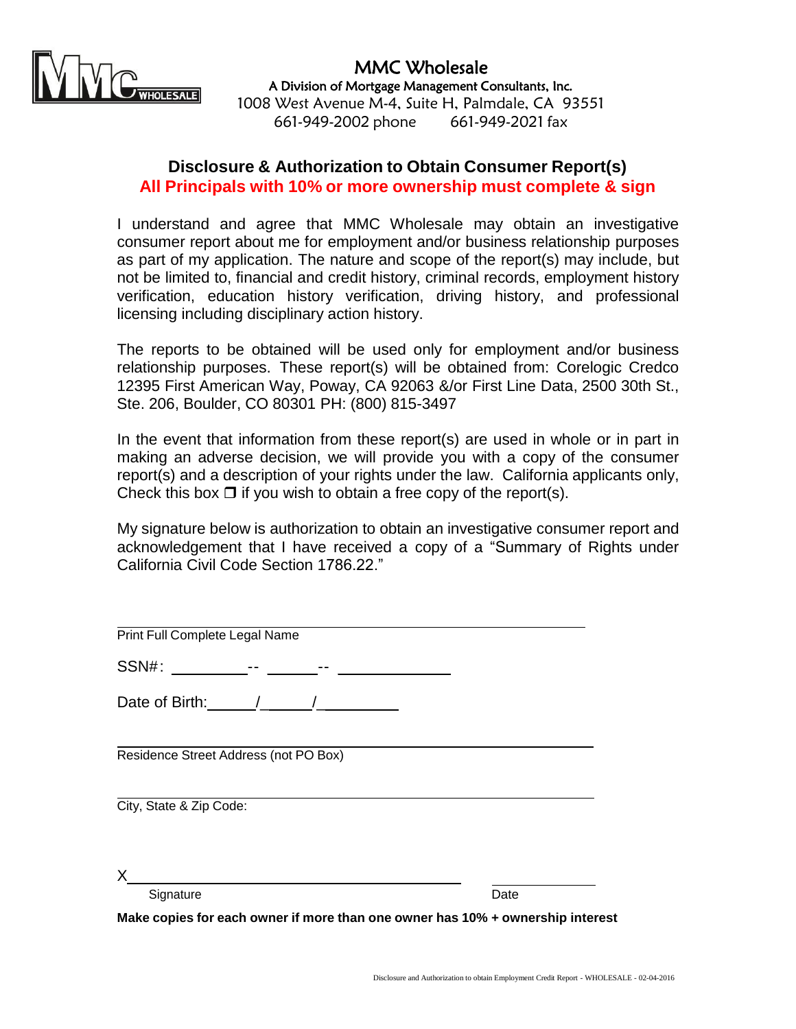# MMC Wholesale

A Division of Mortgage Management Consultants, Inc.
1008 West Avenue M-4, Suite H, Palmdale, CA 93551
661-949-2002 phone 661-949-2021 fax

## Disclosure & Authorization to Obtain Consumer Report(s)

**All Principals with 10% or more ownership must complete & sign**

I understand and agree that MMC Wholesale may obtain an investigative consumer report about me for employment and/or business relationship purposes as part of my application. The nature and scope of the report(s) may include, but not be limited to, financial and credit history, criminal records, employment history verification, education history verification, driving history, and professional licensing including disciplinary action history.

The reports to be obtained will be used only for employment and/or business relationship purposes. These report(s) will be obtained from: Corelogic Credco 12395 First American Way, Poway, CA 92063 &/or First Line Data, 2500 30th St., Ste. 206, Boulder, CO 80301 PH: (800) 815-3497

In the event that information from these report(s) are used in whole or in part in making an adverse decision, we will provide you with a copy of the consumer report(s) and a description of your rights under the law. California applicants only, Check this box ❐ if you wish to obtain a free copy of the report(s).

My signature below is authorization to obtain an investigative consumer report and acknowledgement that I have received a copy of a "Summary of Rights under California Civil Code Section 1786.22."

______________________________________________
Print Full Complete Legal Name

SSN#: __________-- ______-- ____________

Date of Birth:______/______/__________

______________________________________________
Residence Street Address (not PO Box)

______________________________________________
City, State & Zip Code:

X____________________________________ ______________
Signature Date

**Make copies for each owner if more than one owner has 10% + ownership interest**

Disclosure and Authorization to obtain Employment Credit Report - WHOLESALE - 02-04-2016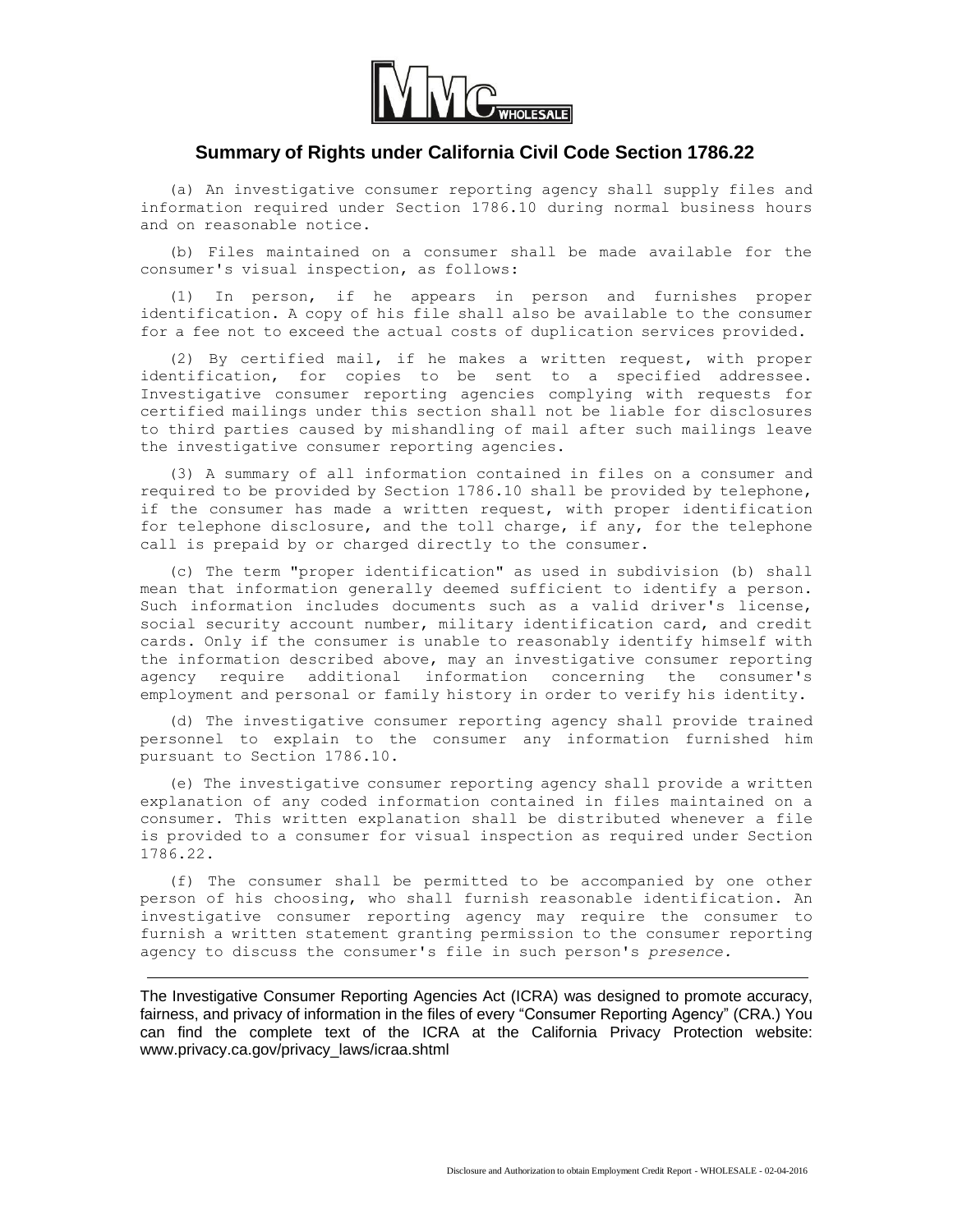# Summary of Rights under California Civil Code Section 1786.22

(a) An investigative consumer reporting agency shall supply files and information required under Section 1786.10 during normal business hours and on reasonable notice.

(b) Files maintained on a consumer shall be made available for the consumer's visual inspection, as follows:

(1) In person, if he appears in person and furnishes proper identification. A copy of his file shall also be available to the consumer for a fee not to exceed the actual costs of duplication services provided.

(2) By certified mail, if he makes a written request, with proper identification, for copies to be sent to a specified addressee. Investigative consumer reporting agencies complying with requests for certified mailings under this section shall not be liable for disclosures to third parties caused by mishandling of mail after such mailings leave the investigative consumer reporting agencies.

(3) A summary of all information contained in files on a consumer and required to be provided by Section 1786.10 shall be provided by telephone, if the consumer has made a written request, with proper identification for telephone disclosure, and the toll charge, if any, for the telephone call is prepaid by or charged directly to the consumer.

(c) The term "proper identification" as used in subdivision (b) shall mean that information generally deemed sufficient to identify a person. Such information includes documents such as a valid driver's license, social security account number, military identification card, and credit cards. Only if the consumer is unable to reasonably identify himself with the information described above, may an investigative consumer reporting agency require additional information concerning the consumer's employment and personal or family history in order to verify his identity.

(d) The investigative consumer reporting agency shall provide trained personnel to explain to the consumer any information furnished him pursuant to Section 1786.10.

(e) The investigative consumer reporting agency shall provide a written explanation of any coded information contained in files maintained on a consumer. This written explanation shall be distributed whenever a file is provided to a consumer for visual inspection as required under Section 1786.22.

(f) The consumer shall be permitted to be accompanied by one other person of his choosing, who shall furnish reasonable identification. An investigative consumer reporting agency may require the consumer to furnish a written statement granting permission to the consumer reporting agency to discuss the consumer's file in such person's *presence.*

---

The Investigative Consumer Reporting Agencies Act (ICRA) was designed to promote accuracy, fairness, and privacy of information in the files of every "Consumer Reporting Agency" (CRA.) You can find the complete text of the ICRA at the California Privacy Protection website: www.privacy.ca.gov/privacy_laws/icraa.shtml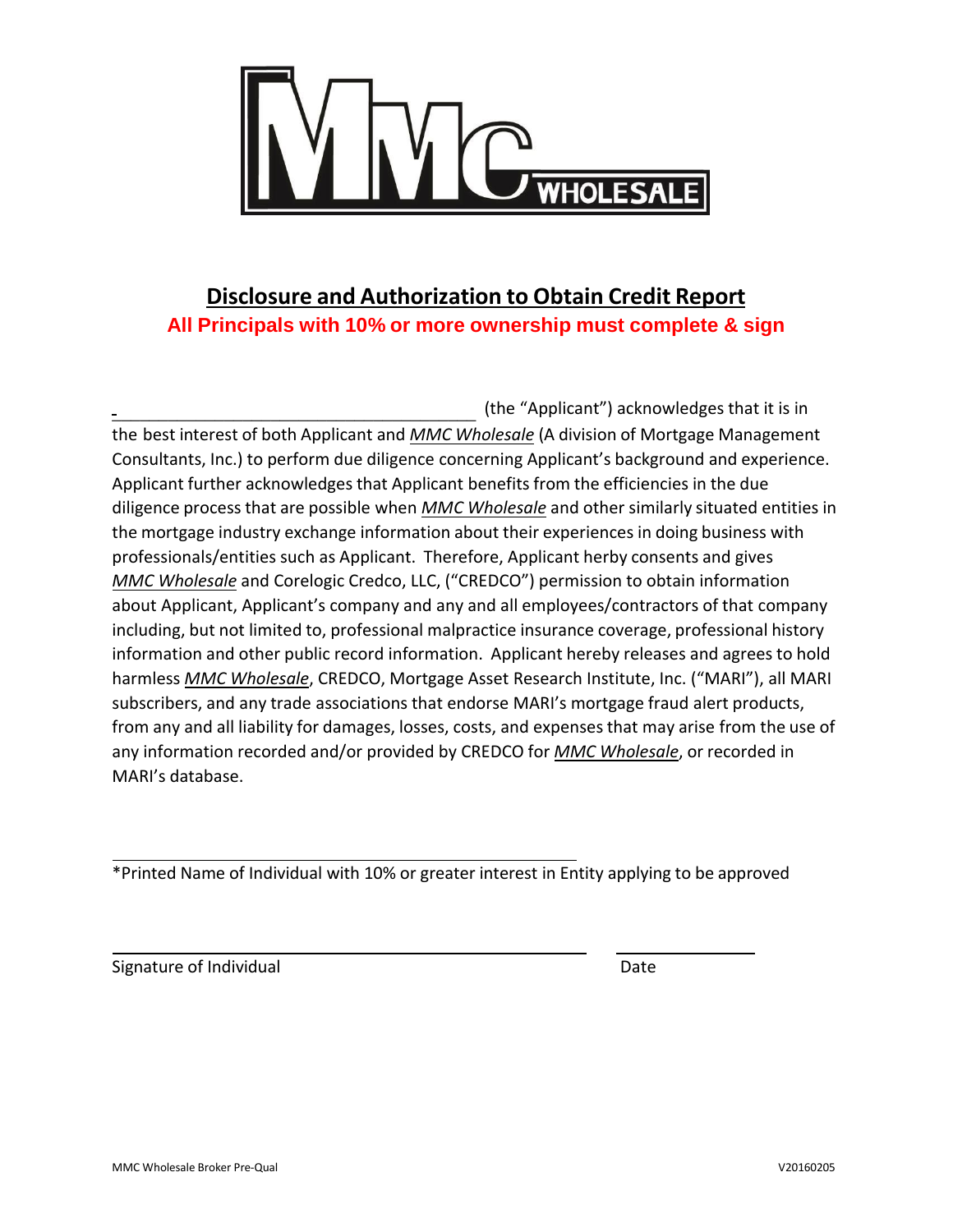# Disclosure and Authorization to Obtain Credit Report

**All Principals with 10% or more ownership must complete & sign**

\_\_\_\_\_\_\_\_\_\_\_\_\_\_\_\_\_\_\_\_\_\_\_\_\_\_\_\_\_\_\_\_\_\_\_\_\_\_\_\_ (the "Applicant") acknowledges that it is in the best interest of both Applicant and ***MMC Wholesale*** (A division of Mortgage Management Consultants, Inc.) to perform due diligence concerning Applicant's background and experience. Applicant further acknowledges that Applicant benefits from the efficiencies in the due diligence process that are possible when *MMC Wholesale* and other similarly situated entities in the mortgage industry exchange information about their experiences in doing business with professionals/entities such as Applicant. Therefore, Applicant herby consents and gives *MMC Wholesale* and Corelogic Credco, LLC, ("CREDCO") permission to obtain information about Applicant, Applicant's company and any and all employees/contractors of that company including, but not limited to, professional malpractice insurance coverage, professional history information and other public record information. Applicant hereby releases and agrees to hold harmless *MMC Wholesale*, CREDCO, Mortgage Asset Research Institute, Inc. ("MARI"), all MARI subscribers, and any trade associations that endorse MARI's mortgage fraud alert products, from any and all liability for damages, losses, costs, and expenses that may arise from the use of any information recorded and/or provided by CREDCO for *MMC Wholesale*, or recorded in MARI's database.

\_\_\_\_\_\_\_\_\_\_\_\_\_\_\_\_\_\_\_\_\_\_\_\_\_\_\_\_\_\_\_\_\_\_\_\_\_\_\_\_\_\_\_\_

*Printed Name of Individual with 10% or greater interest in Entity applying to be approved

\_\_\_\_\_\_\_\_\_\_\_\_\_\_\_\_\_\_\_\_\_\_\_\_\_\_\_\_\_\_\_\_\_\_\_\_\_\_\_\_\_\_\_\_ \_\_\_\_\_\_\_\_\_\_\_\_\_\_

Signature of Individual Date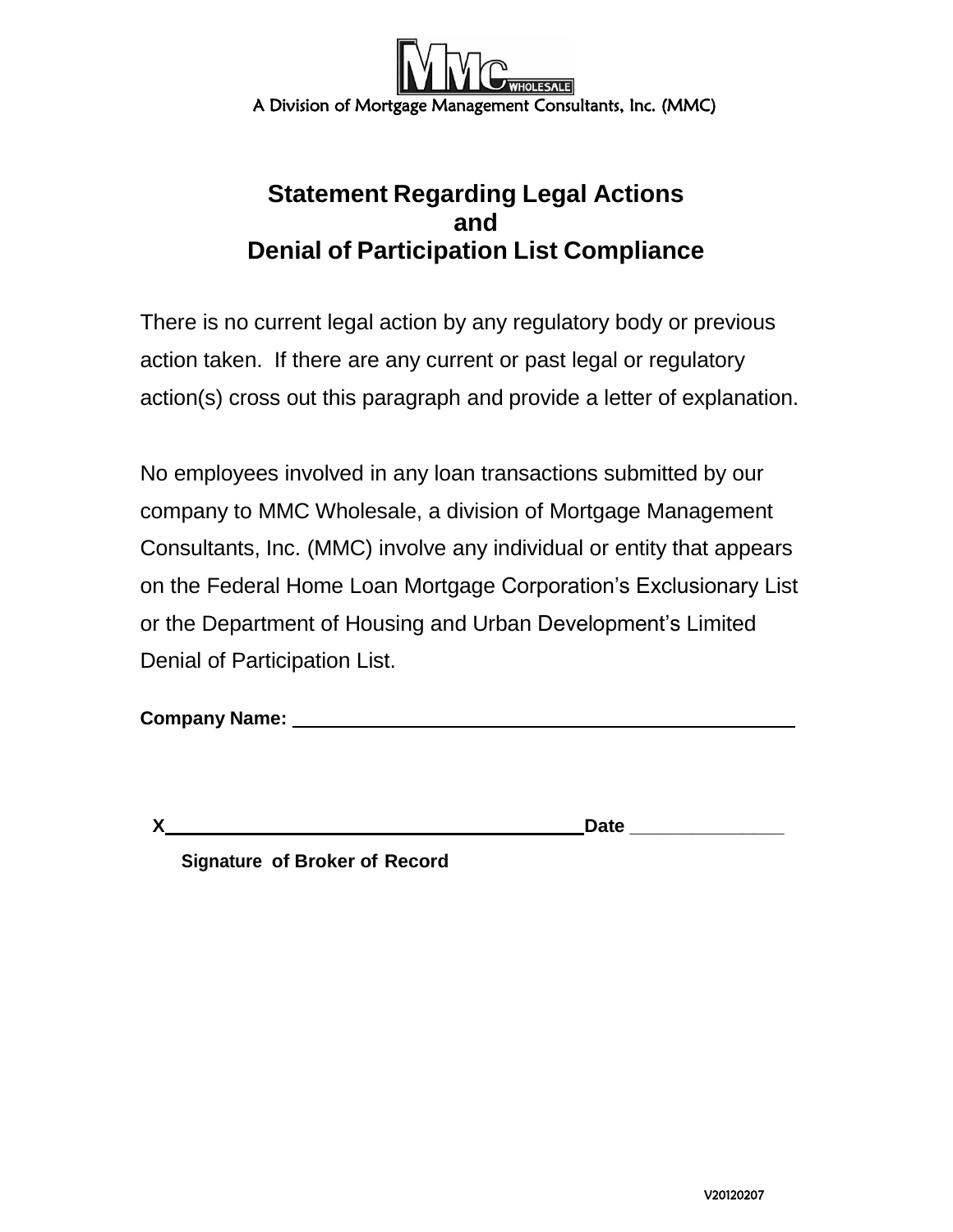A Division of Mortgage Management Consultants, Inc. (MMC)

# Statement Regarding Legal Actions and Denial of Participation List Compliance

There is no current legal action by any regulatory body or previous action taken. If there are any current or past legal or regulatory action(s) cross out this paragraph and provide a letter of explanation.

No employees involved in any loan transactions submitted by our company to MMC Wholesale, a division of Mortgage Management Consultants, Inc. (MMC) involve any individual or entity that appears on the Federal Home Loan Mortgage Corporation's Exclusionary List or the Department of Housing and Urban Development's Limited Denial of Participation List.

**Company Name:** ___________________________________________

**X**________________________________________ **Date** _______________

**Signature of Broker of Record**

V20120207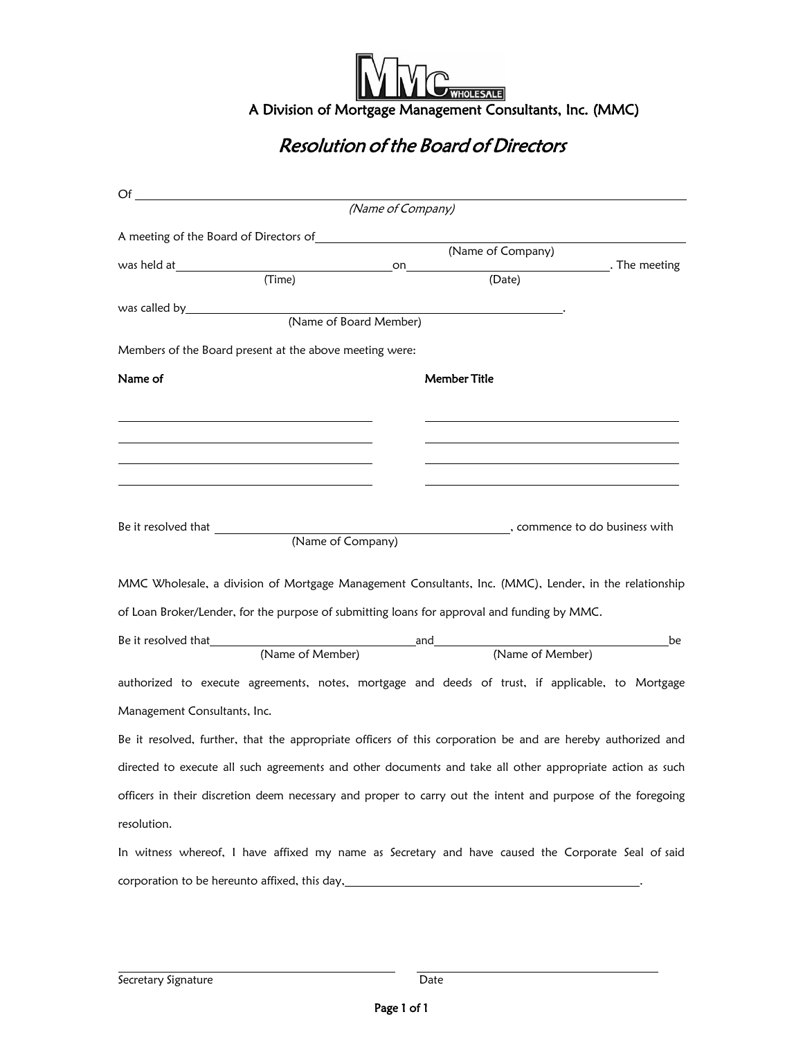A Division of Mortgage Management Consultants, Inc. (MMC)

# *Resolution of the Board of Directors*

Of ______________________________________________________________
*(Name of Company)*

A meeting of the Board of Directors of ______________________________________________
(Name of Company)

was held at ______________________ on ______________________. The meeting
(Time) (Date)

was called by ______________________________________________.
(Name of Board Member)

Members of the Board present at the above meeting were:

| **Name of** | **Member Title** |
| --- | --- |
| ______________________ | ______________________ |
| ______________________ | ______________________ |
| ______________________ | ______________________ |
| ______________________ | ______________________ |

Be it resolved that ______________________________, commence to do business with
(Name of Company)

MMC Wholesale, a division of Mortgage Management Consultants, Inc. (MMC), Lender, in the relationship of Loan Broker/Lender, for the purpose of submitting loans for approval and funding by MMC.

Be it resolved that ______________________ and ______________________ be
(Name of Member) (Name of Member)

authorized to execute agreements, notes, mortgage and deeds of trust, if applicable, to Mortgage Management Consultants, Inc.

Be it resolved, further, that the appropriate officers of this corporation be and are hereby authorized and directed to execute all such agreements and other documents and take all other appropriate action as such officers in their discretion deem necessary and proper to carry out the intent and purpose of the foregoing resolution.

In witness whereof, I have affixed my name as Secretary and have caused the Corporate Seal of said corporation to be hereunto affixed, this day, ______________________________.

______________________ ______________________
Secretary Signature Date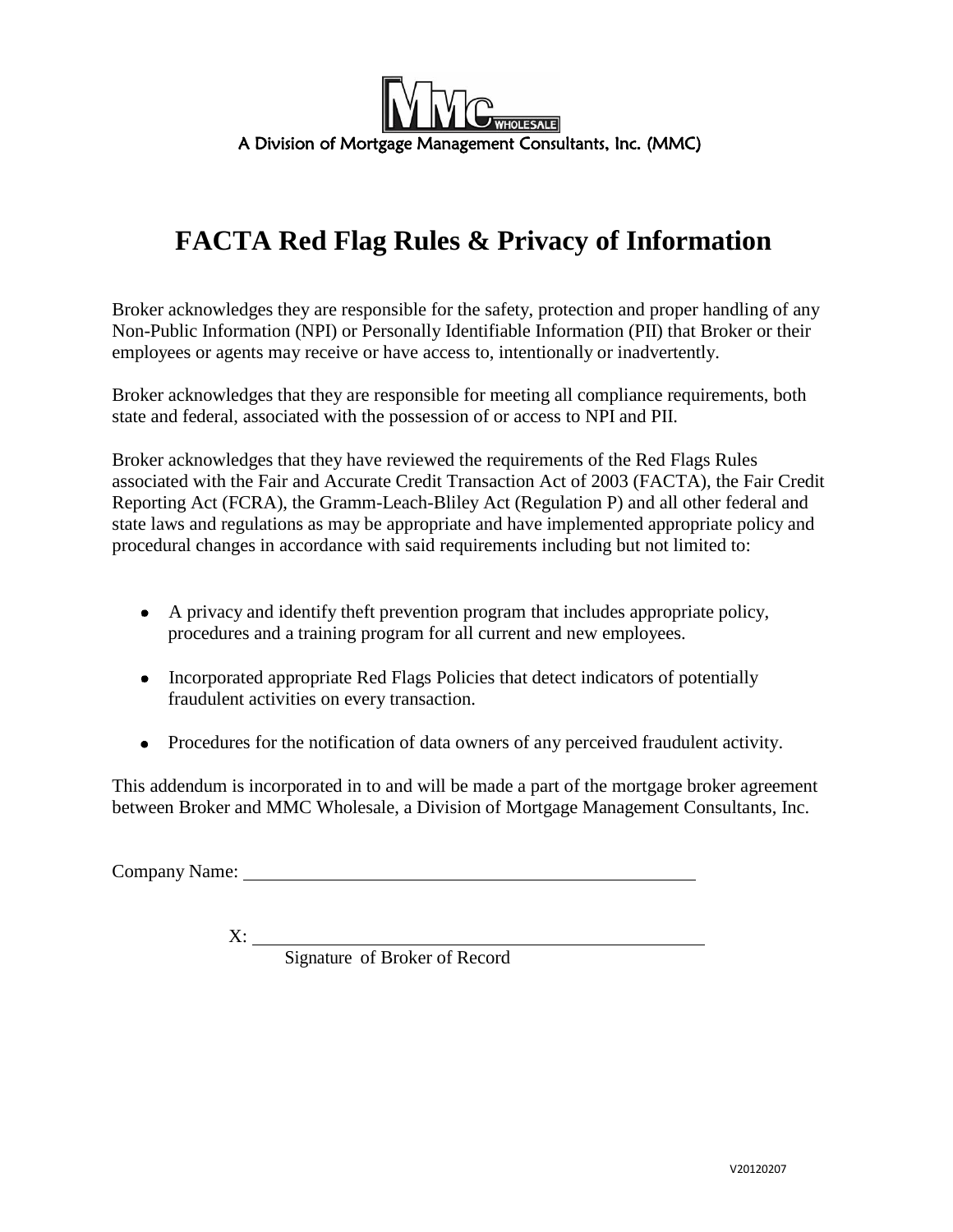A Division of Mortgage Management Consultants, Inc. (MMC)

# FACTA Red Flag Rules & Privacy of Information

Broker acknowledges they are responsible for the safety, protection and proper handling of any Non-Public Information (NPI) or Personally Identifiable Information (PII) that Broker or their employees or agents may receive or have access to, intentionally or inadvertently.

Broker acknowledges that they are responsible for meeting all compliance requirements, both state and federal, associated with the possession of or access to NPI and PII.

Broker acknowledges that they have reviewed the requirements of the Red Flags Rules associated with the Fair and Accurate Credit Transaction Act of 2003 (FACTA), the Fair Credit Reporting Act (FCRA), the Gramm-Leach-Bliley Act (Regulation P) and all other federal and state laws and regulations as may be appropriate and have implemented appropriate policy and procedural changes in accordance with said requirements including but not limited to:

- A privacy and identify theft prevention program that includes appropriate policy, procedures and a training program for all current and new employees.
- Incorporated appropriate Red Flags Policies that detect indicators of potentially fraudulent activities on every transaction.
- Procedures for the notification of data owners of any perceived fraudulent activity.

This addendum is incorporated in to and will be made a part of the mortgage broker agreement between Broker and MMC Wholesale, a Division of Mortgage Management Consultants, Inc.

Company Name: ______________________________________________

X: ______________________________________________

Signature of Broker of Record

V20120207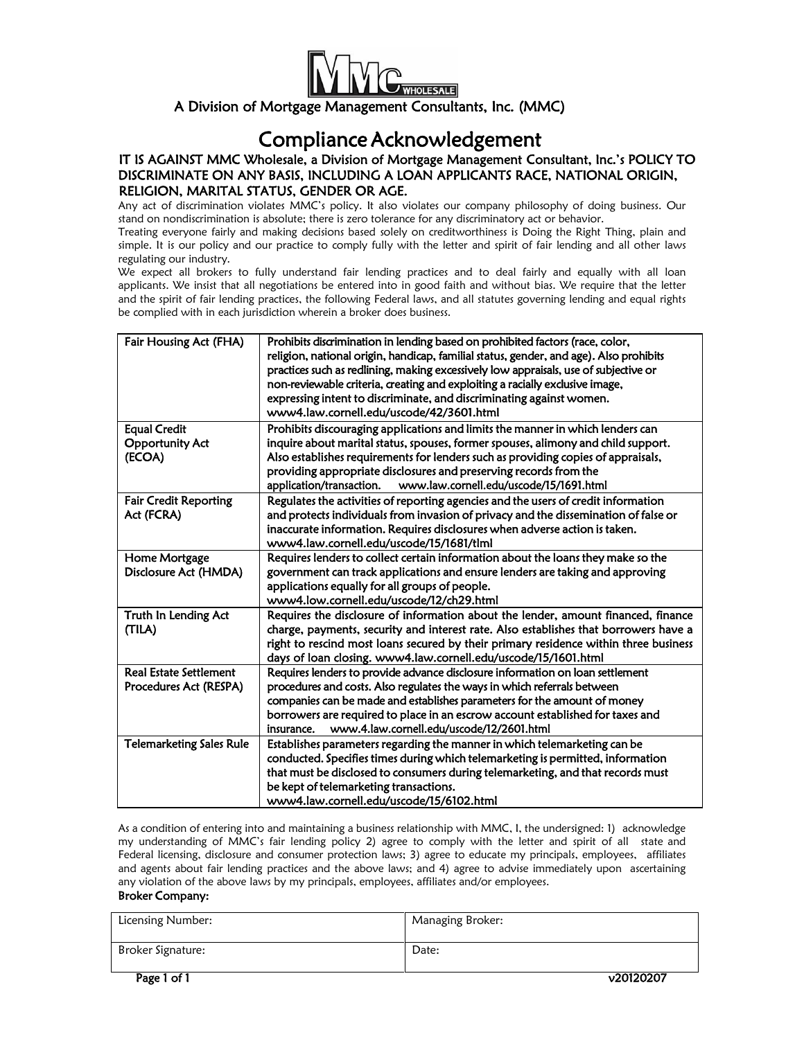A Division of Mortgage Management Consultants, Inc. (MMC)

# Compliance Acknowledgement

**IT IS AGAINST MMC Wholesale, a Division of Mortgage Management Consultant, Inc.'s POLICY TO DISCRIMINATE ON ANY BASIS, INCLUDING A LOAN APPLICANTS RACE, NATIONAL ORIGIN, RELIGION, MARITAL STATUS, GENDER OR AGE.**

Any act of discrimination violates MMC's policy. It also violates our company philosophy of doing business. Our stand on nondiscrimination is absolute; there is zero tolerance for any discriminatory act or behavior.

Treating everyone fairly and making decisions based solely on creditworthiness is Doing the Right Thing, plain and simple. It is our policy and our practice to comply fully with the letter and spirit of fair lending and all other laws regulating our industry.

We expect all brokers to fully understand fair lending practices and to deal fairly and equally with all loan applicants. We insist that all negotiations be entered into in good faith and without bias. We require that the letter and the spirit of fair lending practices, the following Federal laws, and all statutes governing lending and equal rights be complied with in each jurisdiction wherein a broker does business.

| | |
|---|---|
| Fair Housing Act (FHA) | Prohibits discrimination in lending based on prohibited factors (race, color, religion, national origin, handicap, familial status, gender, and age). Also prohibits practices such as redlining, making excessively low appraisals, use of subjective or non-reviewable criteria, creating and exploiting a racially exclusive image, expressing intent to discriminate, and discriminating against women. www4.law.cornell.edu/uscode/42/3601.html |
| Equal Credit Opportunity Act (ECOA) | Prohibits discouraging applications and limits the manner in which lenders can inquire about marital status, spouses, former spouses, alimony and child support. Also establishes requirements for lenders such as providing copies of appraisals, providing appropriate disclosures and preserving records from the application/transaction. www.law.cornell.edu/uscode/15/1691.html |
| Fair Credit Reporting Act (FCRA) | Regulates the activities of reporting agencies and the users of credit information and protects individuals from invasion of privacy and the dissemination of false or inaccurate information. Requires disclosures when adverse action is taken. www4.law.cornell.edu/uscode/15/1681/tlml |
| Home Mortgage Disclosure Act (HMDA) | Requires lenders to collect certain information about the loans they make so the government can track applications and ensure lenders are taking and approving applications equally for all groups of people. www4.low.cornell.edu/uscode/12/ch29.html |
| Truth In Lending Act (TILA) | Requires the disclosure of information about the lender, amount financed, finance charge, payments, security and interest rate. Also establishes that borrowers have a right to rescind most loans secured by their primary residence within three business days of loan closing. www4.law.cornell.edu/uscode/15/1601.html |
| Real Estate Settlement Procedures Act (RESPA) | Requires lenders to provide advance disclosure information on loan settlement procedures and costs. Also regulates the ways in which referrals between companies can be made and establishes parameters for the amount of money borrowers are required to place in an escrow account established for taxes and insurance. www.4.law.cornell.edu/uscode/12/2601.html |
| Telemarketing Sales Rule | Establishes parameters regarding the manner in which telemarketing can be conducted. Specifies times during which telemarketing is permitted, information that must be disclosed to consumers during telemarketing, and that records must be kept of telemarketing transactions. www4.law.cornell.edu/uscode/15/6102.html |

As a condition of entering into and maintaining a business relationship with MMC, I, the undersigned: 1) acknowledge my understanding of MMC's fair lending policy 2) agree to comply with the letter and spirit of all state and Federal licensing, disclosure and consumer protection laws; 3) agree to educate my principals, employees, affiliates and agents about fair lending practices and the above laws; and 4) agree to advise immediately upon ascertaining any violation of the above laws by my principals, employees, affiliates and/or employees.

**Broker Company:**

| | |
|---|---|
| Licensing Number: | Managing Broker: |
| Broker Signature: | Date: |

v20120207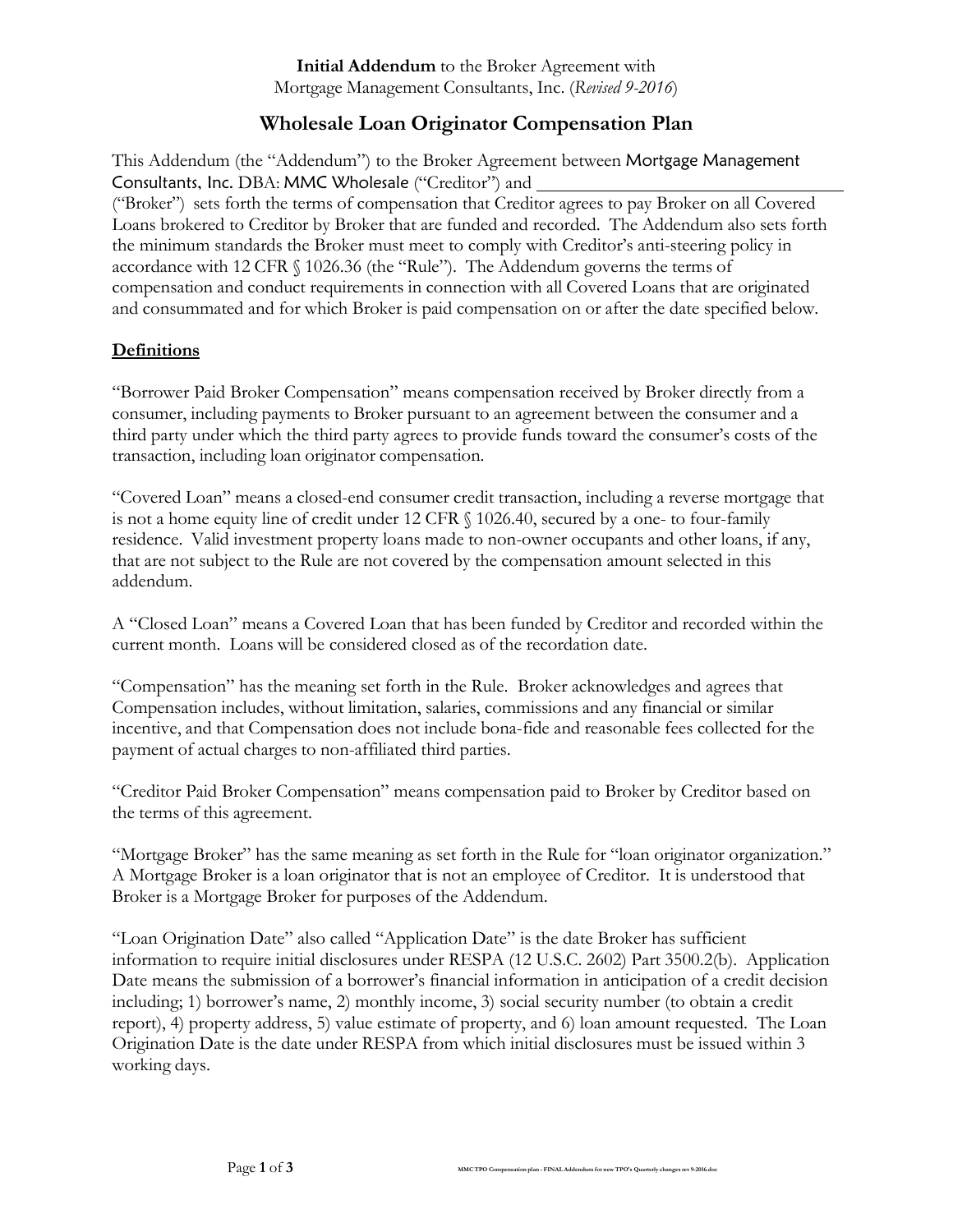**Initial Addendum** to the Broker Agreement with
Mortgage Management Consultants, Inc. (*Revised 9-2016*)

# Wholesale Loan Originator Compensation Plan

This Addendum (the "Addendum") to the Broker Agreement between Mortgage Management Consultants, Inc. DBA: MMC Wholesale ("Creditor") and ______________________________ ("Broker") sets forth the terms of compensation that Creditor agrees to pay Broker on all Covered Loans brokered to Creditor by Broker that are funded and recorded. The Addendum also sets forth the minimum standards the Broker must meet to comply with Creditor's anti-steering policy in accordance with 12 CFR § 1026.36 (the "Rule"). The Addendum governs the terms of compensation and conduct requirements in connection with all Covered Loans that are originated and consummated and for which Broker is paid compensation on or after the date specified below.

## Definitions

"Borrower Paid Broker Compensation" means compensation received by Broker directly from a consumer, including payments to Broker pursuant to an agreement between the consumer and a third party under which the third party agrees to provide funds toward the consumer's costs of the transaction, including loan originator compensation.

"Covered Loan" means a closed-end consumer credit transaction, including a reverse mortgage that is not a home equity line of credit under 12 CFR § 1026.40, secured by a one- to four-family residence. Valid investment property loans made to non-owner occupants and other loans, if any, that are not subject to the Rule are not covered by the compensation amount selected in this addendum.

A "Closed Loan" means a Covered Loan that has been funded by Creditor and recorded within the current month. Loans will be considered closed as of the recordation date.

"Compensation" has the meaning set forth in the Rule. Broker acknowledges and agrees that Compensation includes, without limitation, salaries, commissions and any financial or similar incentive, and that Compensation does not include bona-fide and reasonable fees collected for the payment of actual charges to non-affiliated third parties.

"Creditor Paid Broker Compensation" means compensation paid to Broker by Creditor based on the terms of this agreement.

"Mortgage Broker" has the same meaning as set forth in the Rule for "loan originator organization." A Mortgage Broker is a loan originator that is not an employee of Creditor. It is understood that Broker is a Mortgage Broker for purposes of the Addendum.

"Loan Origination Date" also called "Application Date" is the date Broker has sufficient information to require initial disclosures under RESPA (12 U.S.C. 2602) Part 3500.2(b). Application Date means the submission of a borrower's financial information in anticipation of a credit decision including; 1) borrower's name, 2) monthly income, 3) social security number (to obtain a credit report), 4) property address, 5) value estimate of property, and 6) loan amount requested. The Loan Origination Date is the date under RESPA from which initial disclosures must be issued within 3 working days.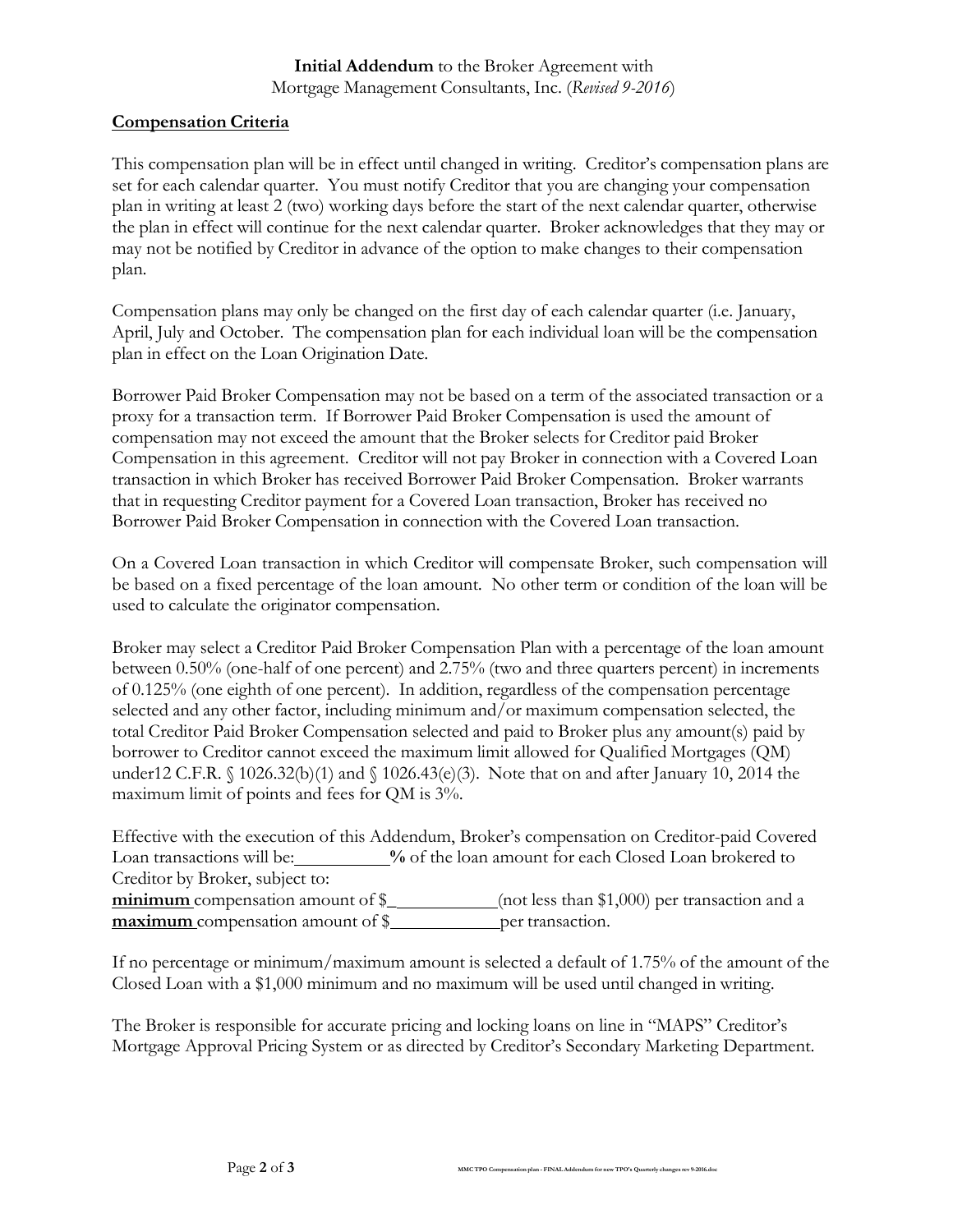**Initial Addendum** to the Broker Agreement with
Mortgage Management Consultants, Inc. (*Revised 9-2016*)

**Compensation Criteria**

This compensation plan will be in effect until changed in writing. Creditor's compensation plans are set for each calendar quarter. You must notify Creditor that you are changing your compensation plan in writing at least 2 (two) working days before the start of the next calendar quarter, otherwise the plan in effect will continue for the next calendar quarter. Broker acknowledges that they may or may not be notified by Creditor in advance of the option to make changes to their compensation plan.

Compensation plans may only be changed on the first day of each calendar quarter (i.e. January, April, July and October. The compensation plan for each individual loan will be the compensation plan in effect on the Loan Origination Date.

Borrower Paid Broker Compensation may not be based on a term of the associated transaction or a proxy for a transaction term. If Borrower Paid Broker Compensation is used the amount of compensation may not exceed the amount that the Broker selects for Creditor paid Broker Compensation in this agreement. Creditor will not pay Broker in connection with a Covered Loan transaction in which Broker has received Borrower Paid Broker Compensation. Broker warrants that in requesting Creditor payment for a Covered Loan transaction, Broker has received no Borrower Paid Broker Compensation in connection with the Covered Loan transaction.

On a Covered Loan transaction in which Creditor will compensate Broker, such compensation will be based on a fixed percentage of the loan amount. No other term or condition of the loan will be used to calculate the originator compensation.

Broker may select a Creditor Paid Broker Compensation Plan with a percentage of the loan amount between 0.50% (one-half of one percent) and 2.75% (two and three quarters percent) in increments of 0.125% (one eighth of one percent). In addition, regardless of the compensation percentage selected and any other factor, including minimum and/or maximum compensation selected, the total Creditor Paid Broker Compensation selected and paid to Broker plus any amount(s) paid by borrower to Creditor cannot exceed the maximum limit allowed for Qualified Mortgages (QM) under12 C.F.R. § 1026.32(b)(1) and § 1026.43(e)(3). Note that on and after January 10, 2014 the maximum limit of points and fees for QM is 3%.

Effective with the execution of this Addendum, Broker's compensation on Creditor-paid Covered Loan transactions will be:__________**%** of the loan amount for each Closed Loan brokered to Creditor by Broker, subject to:
**minimum** compensation amount of $___________(not less than $1,000) per transaction and a **maximum** compensation amount of $____________per transaction.

If no percentage or minimum/maximum amount is selected a default of 1.75% of the amount of the Closed Loan with a $1,000 minimum and no maximum will be used until changed in writing.

The Broker is responsible for accurate pricing and locking loans on line in "MAPS" Creditor's Mortgage Approval Pricing System or as directed by Creditor's Secondary Marketing Department.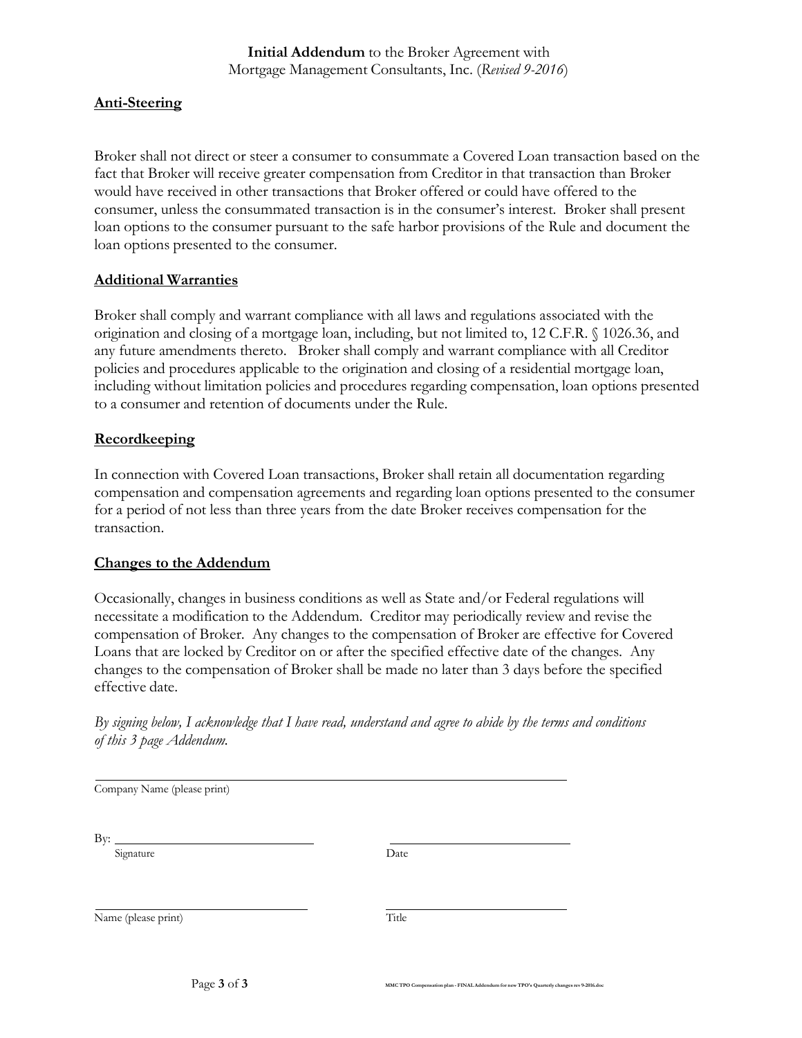**Anti-Steering**

Broker shall not direct or steer a consumer to consummate a Covered Loan transaction based on the fact that Broker will receive greater compensation from Creditor in that transaction than Broker would have received in other transactions that Broker offered or could have offered to the consumer, unless the consummated transaction is in the consumer's interest. Broker shall present loan options to the consumer pursuant to the safe harbor provisions of the Rule and document the loan options presented to the consumer.

**Additional Warranties**

Broker shall comply and warrant compliance with all laws and regulations associated with the origination and closing of a mortgage loan, including, but not limited to, 12 C.F.R. § 1026.36, and any future amendments thereto. Broker shall comply and warrant compliance with all Creditor policies and procedures applicable to the origination and closing of a residential mortgage loan, including without limitation policies and procedures regarding compensation, loan options presented to a consumer and retention of documents under the Rule.

**Recordkeeping**

In connection with Covered Loan transactions, Broker shall retain all documentation regarding compensation and compensation agreements and regarding loan options presented to the consumer for a period of not less than three years from the date Broker receives compensation for the transaction.

**Changes to the Addendum**

Occasionally, changes in business conditions as well as State and/or Federal regulations will necessitate a modification to the Addendum. Creditor may periodically review and revise the compensation of Broker. Any changes to the compensation of Broker are effective for Covered Loans that are locked by Creditor on or after the specified effective date of the changes. Any changes to the compensation of Broker shall be made no later than 3 days before the specified effective date.

*By signing below, I acknowledge that I have read, understand and agree to abide by the terms and conditions of this 3 page Addendum.*

______________________________________________
Company Name (please print)

By: ______________________________ ______________________________
Signature Date

______________________________ ______________________________
Name (please print) Title